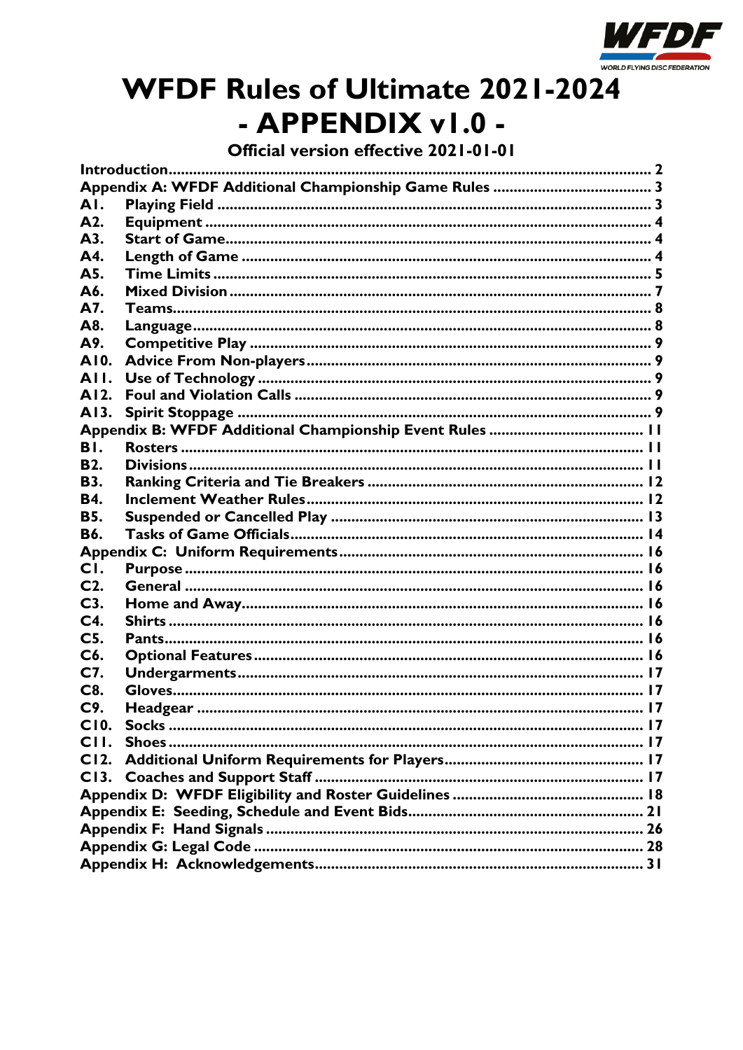# WFDF Rules of Ultimate 2021-2024
# - APPENDIX v1.0 -

**Official version effective 2021-01-01**

| | | |
|---|---|---|
| **Introduction** | | **2** |
| **Appendix A: WFDF Additional Championship Game Rules** | | **3** |
| **A1.** | **Playing Field** | **3** |
| **A2.** | **Equipment** | **4** |
| **A3.** | **Start of Game** | **4** |
| **A4.** | **Length of Game** | **4** |
| **A5.** | **Time Limits** | **5** |
| **A6.** | **Mixed Division** | **7** |
| **A7.** | **Teams** | **8** |
| **A8.** | **Language** | **8** |
| **A9.** | **Competitive Play** | **9** |
| **A10.** | **Advice From Non-players** | **9** |
| **A11.** | **Use of Technology** | **9** |
| **A12.** | **Foul and Violation Calls** | **9** |
| **A13.** | **Spirit Stoppage** | **9** |
| **Appendix B: WFDF Additional Championship Event Rules** | | **11** |
| **B1.** | **Rosters** | **11** |
| **B2.** | **Divisions** | **11** |
| **B3.** | **Ranking Criteria and Tie Breakers** | **12** |
| **B4.** | **Inclement Weather Rules** | **12** |
| **B5.** | **Suspended or Cancelled Play** | **13** |
| **B6.** | **Tasks of Game Officials** | **14** |
| **Appendix C: Uniform Requirements** | | **16** |
| **C1.** | **Purpose** | **16** |
| **C2.** | **General** | **16** |
| **C3.** | **Home and Away** | **16** |
| **C4.** | **Shirts** | **16** |
| **C5.** | **Pants** | **16** |
| **C6.** | **Optional Features** | **16** |
| **C7.** | **Undergarments** | **17** |
| **C8.** | **Gloves** | **17** |
| **C9.** | **Headgear** | **17** |
| **C10.** | **Socks** | **17** |
| **C11.** | **Shoes** | **17** |
| **C12.** | **Additional Uniform Requirements for Players** | **17** |
| **C13.** | **Coaches and Support Staff** | **17** |
| **Appendix D: WFDF Eligibility and Roster Guidelines** | | **18** |
| **Appendix E: Seeding, Schedule and Event Bids** | | **21** |
| **Appendix F: Hand Signals** | | **26** |
| **Appendix G: Legal Code** | | **28** |
| **Appendix H: Acknowledgements** | | **31** |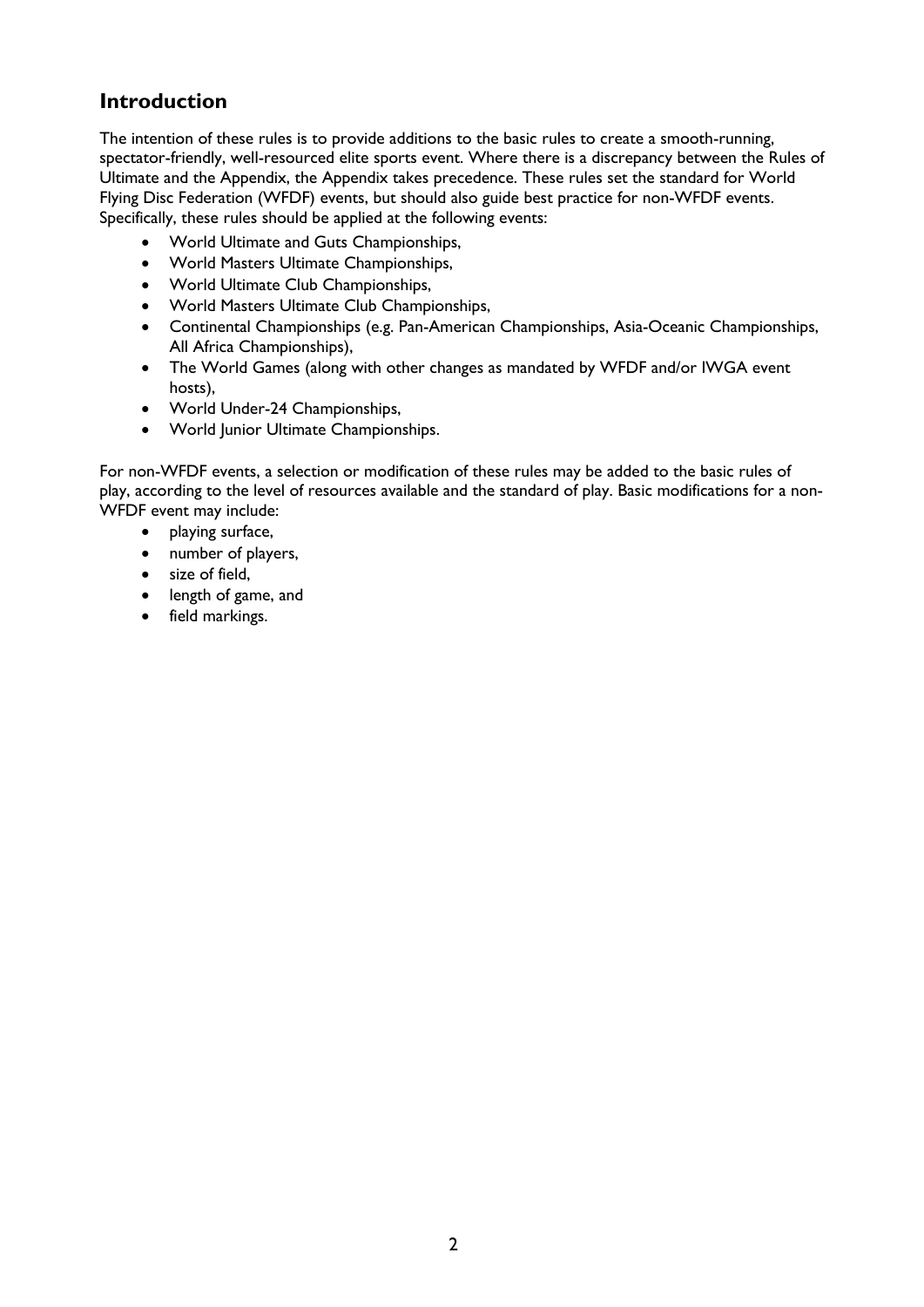## Introduction

The intention of these rules is to provide additions to the basic rules to create a smooth-running, spectator-friendly, well-resourced elite sports event. Where there is a discrepancy between the Rules of Ultimate and the Appendix, the Appendix takes precedence. These rules set the standard for World Flying Disc Federation (WFDF) events, but should also guide best practice for non-WFDF events. Specifically, these rules should be applied at the following events:

- World Ultimate and Guts Championships,
- World Masters Ultimate Championships,
- World Ultimate Club Championships,
- World Masters Ultimate Club Championships,
- Continental Championships (e.g. Pan-American Championships, Asia-Oceanic Championships, All Africa Championships),
- The World Games (along with other changes as mandated by WFDF and/or IWGA event hosts),
- World Under-24 Championships,
- World Junior Ultimate Championships.

For non-WFDF events, a selection or modification of these rules may be added to the basic rules of play, according to the level of resources available and the standard of play. Basic modifications for a non-WFDF event may include:

- playing surface,
- number of players,
- size of field,
- length of game, and
- field markings.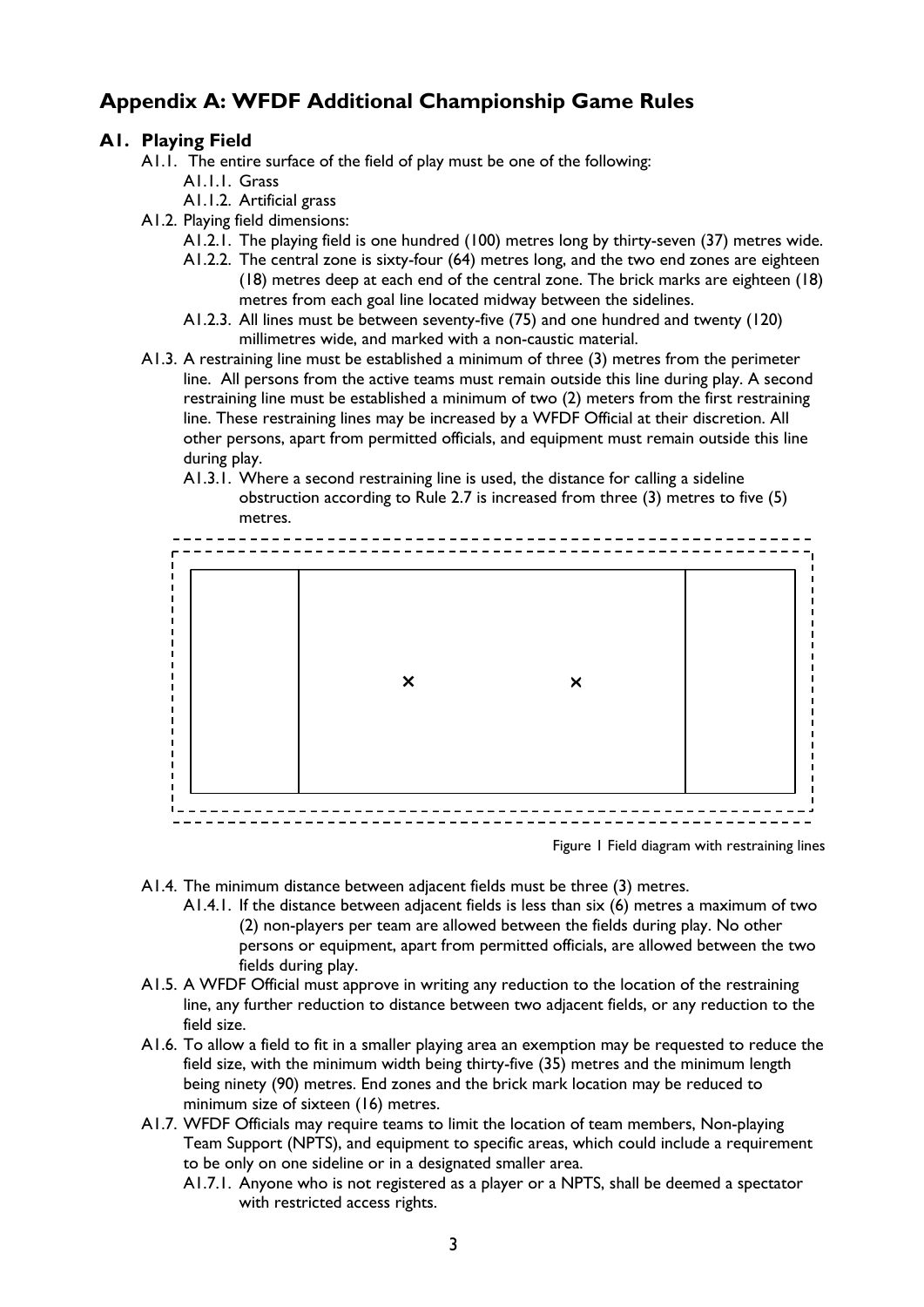## Appendix A: WFDF Additional Championship Game Rules

### A1. Playing Field

- A1.1. The entire surface of the field of play must be one of the following:
  - A1.1.1. Grass
  - A1.1.2. Artificial grass
- A1.2. Playing field dimensions:
  - A1.2.1. The playing field is one hundred (100) metres long by thirty-seven (37) metres wide.
  - A1.2.2. The central zone is sixty-four (64) metres long, and the two end zones are eighteen (18) metres deep at each end of the central zone. The brick marks are eighteen (18) metres from each goal line located midway between the sidelines.
  - A1.2.3. All lines must be between seventy-five (75) and one hundred and twenty (120) millimetres wide, and marked with a non-caustic material.
- A1.3. A restraining line must be established a minimum of three (3) metres from the perimeter line. All persons from the active teams must remain outside this line during play. A second restraining line must be established a minimum of two (2) meters from the first restraining line. These restraining lines may be increased by a WFDF Official at their discretion. All other persons, apart from permitted officials, and equipment must remain outside this line during play.
  - A1.3.1. Where a second restraining line is used, the distance for calling a sideline obstruction according to Rule 2.7 is increased from three (3) metres to five (5) metres.

Figure 1 Field diagram with restraining lines

- A1.4. The minimum distance between adjacent fields must be three (3) metres.
  - A1.4.1. If the distance between adjacent fields is less than six (6) metres a maximum of two (2) non-players per team are allowed between the fields during play. No other persons or equipment, apart from permitted officials, are allowed between the two fields during play.
- A1.5. A WFDF Official must approve in writing any reduction to the location of the restraining line, any further reduction to distance between two adjacent fields, or any reduction to the field size.
- A1.6. To allow a field to fit in a smaller playing area an exemption may be requested to reduce the field size, with the minimum width being thirty-five (35) metres and the minimum length being ninety (90) metres. End zones and the brick mark location may be reduced to minimum size of sixteen (16) metres.
- A1.7. WFDF Officials may require teams to limit the location of team members, Non-playing Team Support (NPTS), and equipment to specific areas, which could include a requirement to be only on one sideline or in a designated smaller area.
  - A1.7.1. Anyone who is not registered as a player or a NPTS, shall be deemed a spectator with restricted access rights.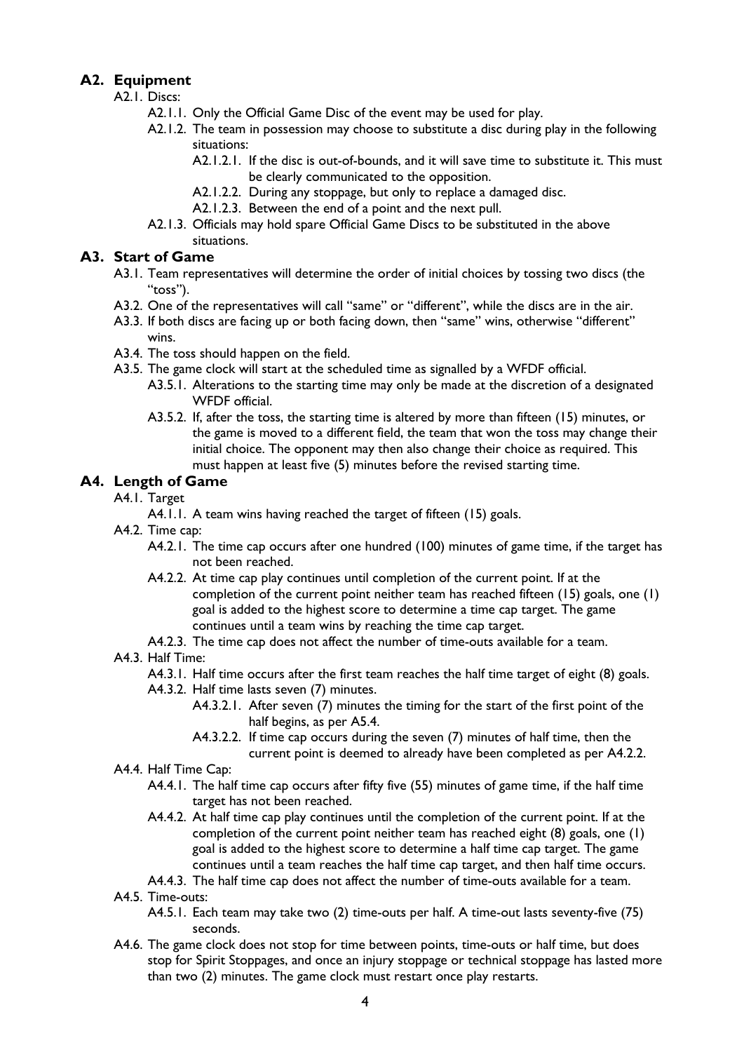## A2. Equipment

- A2.1. Discs:
  - A2.1.1. Only the Official Game Disc of the event may be used for play.
  - A2.1.2. The team in possession may choose to substitute a disc during play in the following situations:
    - A2.1.2.1. If the disc is out-of-bounds, and it will save time to substitute it. This must be clearly communicated to the opposition.
    - A2.1.2.2. During any stoppage, but only to replace a damaged disc.
    - A2.1.2.3. Between the end of a point and the next pull.
  - A2.1.3. Officials may hold spare Official Game Discs to be substituted in the above situations.

## A3. Start of Game

- A3.1. Team representatives will determine the order of initial choices by tossing two discs (the "toss").
- A3.2. One of the representatives will call "same" or "different", while the discs are in the air.
- A3.3. If both discs are facing up or both facing down, then "same" wins, otherwise "different" wins.
- A3.4. The toss should happen on the field.
- A3.5. The game clock will start at the scheduled time as signalled by a WFDF official.
  - A3.5.1. Alterations to the starting time may only be made at the discretion of a designated WFDF official.
  - A3.5.2. If, after the toss, the starting time is altered by more than fifteen (15) minutes, or the game is moved to a different field, the team that won the toss may change their initial choice. The opponent may then also change their choice as required. This must happen at least five (5) minutes before the revised starting time.

## A4. Length of Game

- A4.1. Target
  - A4.1.1. A team wins having reached the target of fifteen (15) goals.
- A4.2. Time cap:
  - A4.2.1. The time cap occurs after one hundred (100) minutes of game time, if the target has not been reached.
  - A4.2.2. At time cap play continues until completion of the current point. If at the completion of the current point neither team has reached fifteen (15) goals, one (1) goal is added to the highest score to determine a time cap target. The game continues until a team wins by reaching the time cap target.
  - A4.2.3. The time cap does not affect the number of time-outs available for a team.
- A4.3. Half Time:
  - A4.3.1. Half time occurs after the first team reaches the half time target of eight (8) goals.
  - A4.3.2. Half time lasts seven (7) minutes.
    - A4.3.2.1. After seven (7) minutes the timing for the start of the first point of the half begins, as per A5.4.
    - A4.3.2.2. If time cap occurs during the seven (7) minutes of half time, then the current point is deemed to already have been completed as per A4.2.2.
- A4.4. Half Time Cap:
  - A4.4.1. The half time cap occurs after fifty five (55) minutes of game time, if the half time target has not been reached.
  - A4.4.2. At half time cap play continues until the completion of the current point. If at the completion of the current point neither team has reached eight (8) goals, one (1) goal is added to the highest score to determine a half time cap target. The game continues until a team reaches the half time cap target, and then half time occurs.
  - A4.4.3. The half time cap does not affect the number of time-outs available for a team.
- A4.5. Time-outs:
  - A4.5.1. Each team may take two (2) time-outs per half. A time-out lasts seventy-five (75) seconds.
- A4.6. The game clock does not stop for time between points, time-outs or half time, but does stop for Spirit Stoppages, and once an injury stoppage or technical stoppage has lasted more than two (2) minutes. The game clock must restart once play restarts.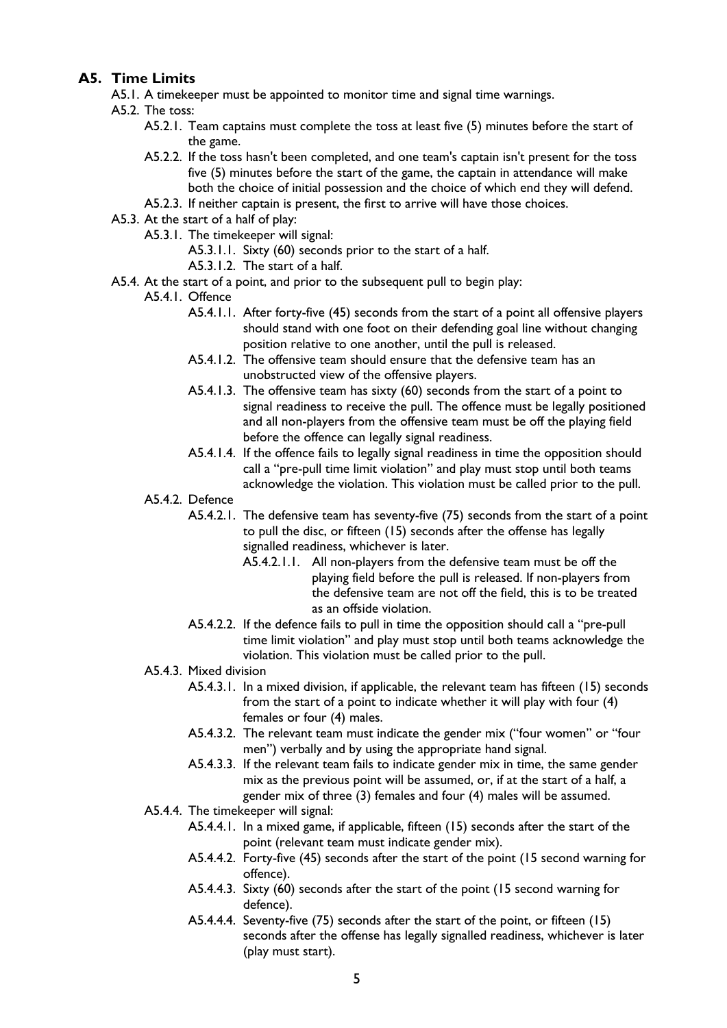## A5. Time Limits

- A5.1. A timekeeper must be appointed to monitor time and signal time warnings.
- A5.2. The toss:
  - A5.2.1. Team captains must complete the toss at least five (5) minutes before the start of the game.
  - A5.2.2. If the toss hasn't been completed, and one team's captain isn't present for the toss five (5) minutes before the start of the game, the captain in attendance will make both the choice of initial possession and the choice of which end they will defend.
  - A5.2.3. If neither captain is present, the first to arrive will have those choices.
- A5.3. At the start of a half of play:
  - A5.3.1. The timekeeper will signal:
    - A5.3.1.1. Sixty (60) seconds prior to the start of a half.
    - A5.3.1.2. The start of a half.
- A5.4. At the start of a point, and prior to the subsequent pull to begin play:
  - A5.4.1. Offence
    - A5.4.1.1. After forty-five (45) seconds from the start of a point all offensive players should stand with one foot on their defending goal line without changing position relative to one another, until the pull is released.
    - A5.4.1.2. The offensive team should ensure that the defensive team has an unobstructed view of the offensive players.
    - A5.4.1.3. The offensive team has sixty (60) seconds from the start of a point to signal readiness to receive the pull. The offence must be legally positioned and all non-players from the offensive team must be off the playing field before the offence can legally signal readiness.
    - A5.4.1.4. If the offence fails to legally signal readiness in time the opposition should call a "pre-pull time limit violation" and play must stop until both teams acknowledge the violation. This violation must be called prior to the pull.
  - A5.4.2. Defence
    - A5.4.2.1. The defensive team has seventy-five (75) seconds from the start of a point to pull the disc, or fifteen (15) seconds after the offense has legally signalled readiness, whichever is later.
      - A5.4.2.1.1. All non-players from the defensive team must be off the playing field before the pull is released. If non-players from the defensive team are not off the field, this is to be treated as an offside violation.
    - A5.4.2.2. If the defence fails to pull in time the opposition should call a "pre-pull time limit violation" and play must stop until both teams acknowledge the violation. This violation must be called prior to the pull.
  - A5.4.3. Mixed division
    - A5.4.3.1. In a mixed division, if applicable, the relevant team has fifteen (15) seconds from the start of a point to indicate whether it will play with four (4) females or four (4) males.
    - A5.4.3.2. The relevant team must indicate the gender mix ("four women" or "four men") verbally and by using the appropriate hand signal.
    - A5.4.3.3. If the relevant team fails to indicate gender mix in time, the same gender mix as the previous point will be assumed, or, if at the start of a half, a gender mix of three (3) females and four (4) males will be assumed.
  - A5.4.4. The timekeeper will signal:
    - A5.4.4.1. In a mixed game, if applicable, fifteen (15) seconds after the start of the point (relevant team must indicate gender mix).
    - A5.4.4.2. Forty-five (45) seconds after the start of the point (15 second warning for offence).
    - A5.4.4.3. Sixty (60) seconds after the start of the point (15 second warning for defence).
    - A5.4.4.4. Seventy-five (75) seconds after the start of the point, or fifteen (15) seconds after the offense has legally signalled readiness, whichever is later (play must start).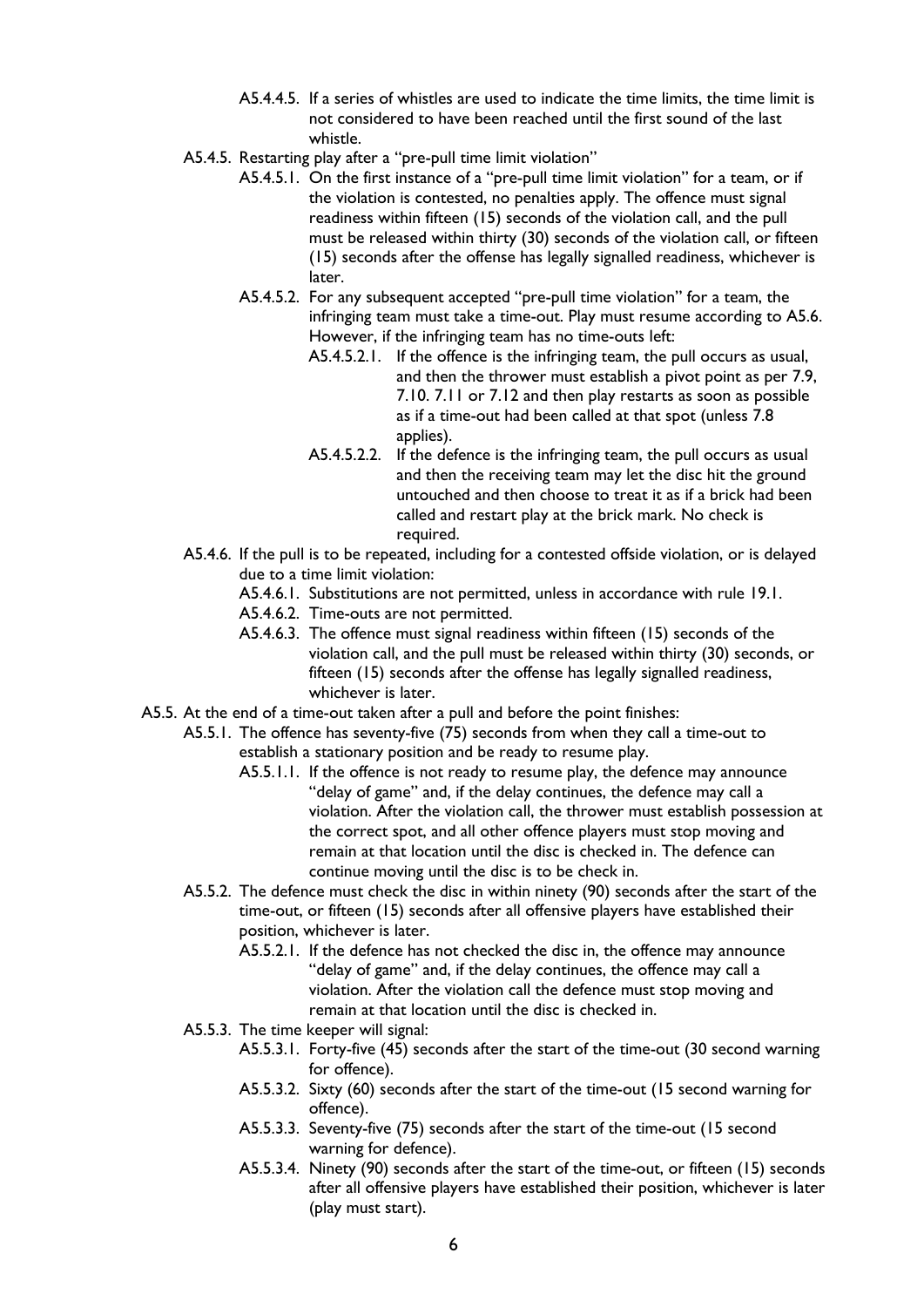- A5.4.4.5. If a series of whistles are used to indicate the time limits, the time limit is not considered to have been reached until the first sound of the last whistle.

- A5.4.5. Restarting play after a "pre-pull time limit violation"
  - A5.4.5.1. On the first instance of a "pre-pull time limit violation" for a team, or if the violation is contested, no penalties apply. The offence must signal readiness within fifteen (15) seconds of the violation call, and the pull must be released within thirty (30) seconds of the violation call, or fifteen (15) seconds after the offense has legally signalled readiness, whichever is later.
  - A5.4.5.2. For any subsequent accepted "pre-pull time violation" for a team, the infringing team must take a time-out. Play must resume according to A5.6. However, if the infringing team has no time-outs left:
    - A5.4.5.2.1. If the offence is the infringing team, the pull occurs as usual, and then the thrower must establish a pivot point as per 7.9, 7.10. 7.11 or 7.12 and then play restarts as soon as possible as if a time-out had been called at that spot (unless 7.8 applies).
    - A5.4.5.2.2. If the defence is the infringing team, the pull occurs as usual and then the receiving team may let the disc hit the ground untouched and then choose to treat it as if a brick had been called and restart play at the brick mark. No check is required.

- A5.4.6. If the pull is to be repeated, including for a contested offside violation, or is delayed due to a time limit violation:
  - A5.4.6.1. Substitutions are not permitted, unless in accordance with rule 19.1.
  - A5.4.6.2. Time-outs are not permitted.
  - A5.4.6.3. The offence must signal readiness within fifteen (15) seconds of the violation call, and the pull must be released within thirty (30) seconds, or fifteen (15) seconds after the offense has legally signalled readiness, whichever is later.

A5.5. At the end of a time-out taken after a pull and before the point finishes:

- A5.5.1. The offence has seventy-five (75) seconds from when they call a time-out to establish a stationary position and be ready to resume play.
  - A5.5.1.1. If the offence is not ready to resume play, the defence may announce "delay of game" and, if the delay continues, the defence may call a violation. After the violation call, the thrower must establish possession at the correct spot, and all other offence players must stop moving and remain at that location until the disc is checked in. The defence can continue moving until the disc is to be check in.
- A5.5.2. The defence must check the disc in within ninety (90) seconds after the start of the time-out, or fifteen (15) seconds after all offensive players have established their position, whichever is later.
  - A5.5.2.1. If the defence has not checked the disc in, the offence may announce "delay of game" and, if the delay continues, the offence may call a violation. After the violation call the defence must stop moving and remain at that location until the disc is checked in.
- A5.5.3. The time keeper will signal:
  - A5.5.3.1. Forty-five (45) seconds after the start of the time-out (30 second warning for offence).
  - A5.5.3.2. Sixty (60) seconds after the start of the time-out (15 second warning for offence).
  - A5.5.3.3. Seventy-five (75) seconds after the start of the time-out (15 second warning for defence).
  - A5.5.3.4. Ninety (90) seconds after the start of the time-out, or fifteen (15) seconds after all offensive players have established their position, whichever is later (play must start).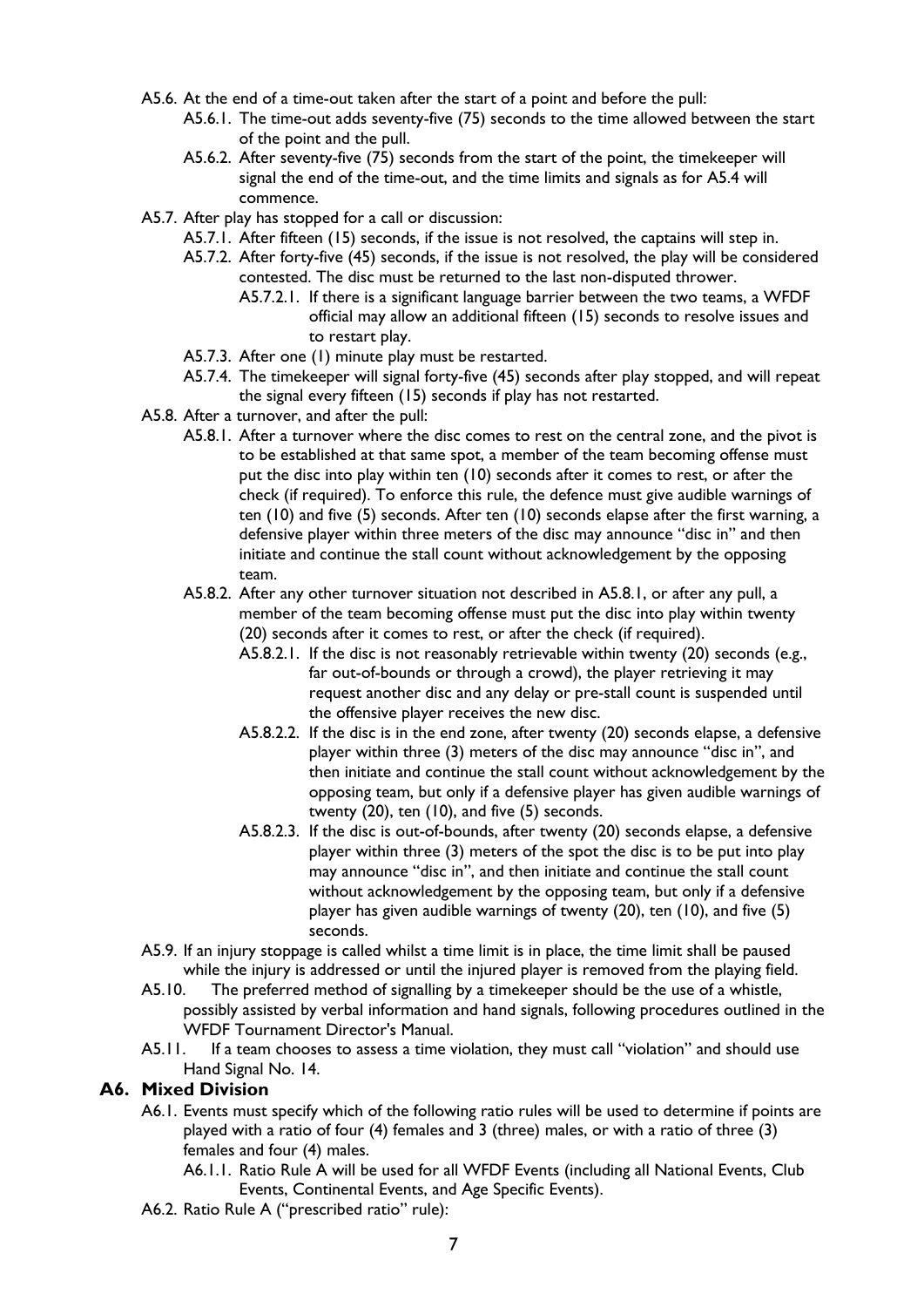- A5.6. At the end of a time-out taken after the start of a point and before the pull:
  - A5.6.1. The time-out adds seventy-five (75) seconds to the time allowed between the start of the point and the pull.
  - A5.6.2. After seventy-five (75) seconds from the start of the point, the timekeeper will signal the end of the time-out, and the time limits and signals as for A5.4 will commence.
- A5.7. After play has stopped for a call or discussion:
  - A5.7.1. After fifteen (15) seconds, if the issue is not resolved, the captains will step in.
  - A5.7.2. After forty-five (45) seconds, if the issue is not resolved, the play will be considered contested. The disc must be returned to the last non-disputed thrower.
    - A5.7.2.1. If there is a significant language barrier between the two teams, a WFDF official may allow an additional fifteen (15) seconds to resolve issues and to restart play.
  - A5.7.3. After one (1) minute play must be restarted.
  - A5.7.4. The timekeeper will signal forty-five (45) seconds after play stopped, and will repeat the signal every fifteen (15) seconds if play has not restarted.
- A5.8. After a turnover, and after the pull:
  - A5.8.1. After a turnover where the disc comes to rest on the central zone, and the pivot is to be established at that same spot, a member of the team becoming offense must put the disc into play within ten (10) seconds after it comes to rest, or after the check (if required). To enforce this rule, the defence must give audible warnings of ten (10) and five (5) seconds. After ten (10) seconds elapse after the first warning, a defensive player within three meters of the disc may announce "disc in" and then initiate and continue the stall count without acknowledgement by the opposing team.
  - A5.8.2. After any other turnover situation not described in A5.8.1, or after any pull, a member of the team becoming offense must put the disc into play within twenty (20) seconds after it comes to rest, or after the check (if required).
    - A5.8.2.1. If the disc is not reasonably retrievable within twenty (20) seconds (e.g., far out-of-bounds or through a crowd), the player retrieving it may request another disc and any delay or pre-stall count is suspended until the offensive player receives the new disc.
    - A5.8.2.2. If the disc is in the end zone, after twenty (20) seconds elapse, a defensive player within three (3) meters of the disc may announce "disc in", and then initiate and continue the stall count without acknowledgement by the opposing team, but only if a defensive player has given audible warnings of twenty (20), ten (10), and five (5) seconds.
    - A5.8.2.3. If the disc is out-of-bounds, after twenty (20) seconds elapse, a defensive player within three (3) meters of the spot the disc is to be put into play may announce "disc in", and then initiate and continue the stall count without acknowledgement by the opposing team, but only if a defensive player has given audible warnings of twenty (20), ten (10), and five (5) seconds.
- A5.9. If an injury stoppage is called whilst a time limit is in place, the time limit shall be paused while the injury is addressed or until the injured player is removed from the playing field.
- A5.10. The preferred method of signalling by a timekeeper should be the use of a whistle, possibly assisted by verbal information and hand signals, following procedures outlined in the WFDF Tournament Director's Manual.
- A5.11. If a team chooses to assess a time violation, they must call "violation" and should use Hand Signal No. 14.

## A6. Mixed Division

- A6.1. Events must specify which of the following ratio rules will be used to determine if points are played with a ratio of four (4) females and 3 (three) males, or with a ratio of three (3) females and four (4) males.
  - A6.1.1. Ratio Rule A will be used for all WFDF Events (including all National Events, Club Events, Continental Events, and Age Specific Events).
- A6.2. Ratio Rule A ("prescribed ratio" rule):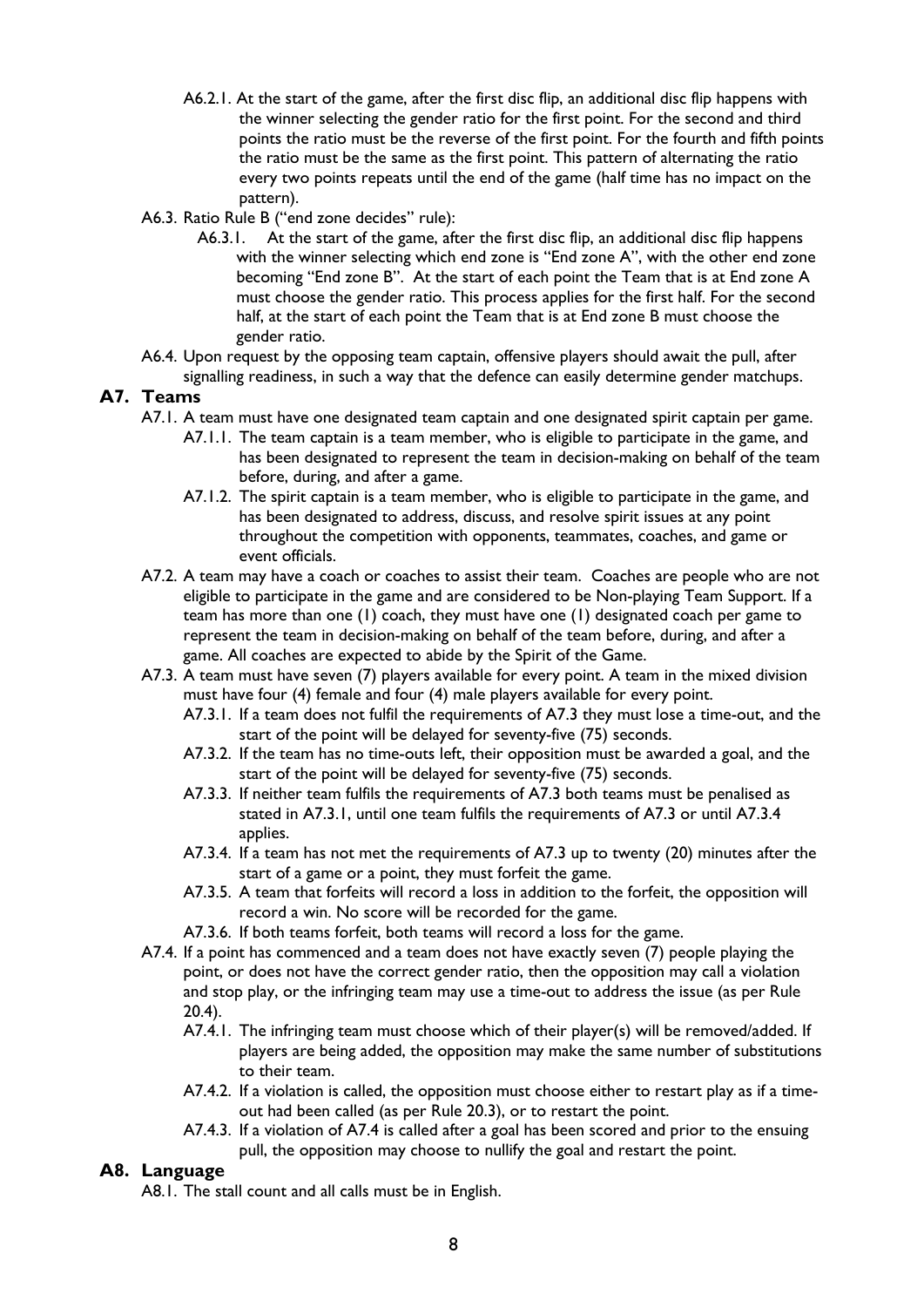A6.2.1. At the start of the game, after the first disc flip, an additional disc flip happens with the winner selecting the gender ratio for the first point. For the second and third points the ratio must be the reverse of the first point. For the fourth and fifth points the ratio must be the same as the first point. This pattern of alternating the ratio every two points repeats until the end of the game (half time has no impact on the pattern).

A6.3. Ratio Rule B ("end zone decides" rule):

A6.3.1. At the start of the game, after the first disc flip, an additional disc flip happens with the winner selecting which end zone is "End zone A", with the other end zone becoming "End zone B". At the start of each point the Team that is at End zone A must choose the gender ratio. This process applies for the first half. For the second half, at the start of each point the Team that is at End zone B must choose the gender ratio.

A6.4. Upon request by the opposing team captain, offensive players should await the pull, after signalling readiness, in such a way that the defence can easily determine gender matchups.

## A7. Teams

A7.1. A team must have one designated team captain and one designated spirit captain per game.

A7.1.1. The team captain is a team member, who is eligible to participate in the game, and has been designated to represent the team in decision-making on behalf of the team before, during, and after a game.

A7.1.2. The spirit captain is a team member, who is eligible to participate in the game, and has been designated to address, discuss, and resolve spirit issues at any point throughout the competition with opponents, teammates, coaches, and game or event officials.

A7.2. A team may have a coach or coaches to assist their team. Coaches are people who are not eligible to participate in the game and are considered to be Non-playing Team Support. If a team has more than one (1) coach, they must have one (1) designated coach per game to represent the team in decision-making on behalf of the team before, during, and after a game. All coaches are expected to abide by the Spirit of the Game.

A7.3. A team must have seven (7) players available for every point. A team in the mixed division must have four (4) female and four (4) male players available for every point.

A7.3.1. If a team does not fulfil the requirements of A7.3 they must lose a time-out, and the start of the point will be delayed for seventy-five (75) seconds.

A7.3.2. If the team has no time-outs left, their opposition must be awarded a goal, and the start of the point will be delayed for seventy-five (75) seconds.

A7.3.3. If neither team fulfils the requirements of A7.3 both teams must be penalised as stated in A7.3.1, until one team fulfils the requirements of A7.3 or until A7.3.4 applies.

A7.3.4. If a team has not met the requirements of A7.3 up to twenty (20) minutes after the start of a game or a point, they must forfeit the game.

A7.3.5. A team that forfeits will record a loss in addition to the forfeit, the opposition will record a win. No score will be recorded for the game.

A7.3.6. If both teams forfeit, both teams will record a loss for the game.

A7.4. If a point has commenced and a team does not have exactly seven (7) people playing the point, or does not have the correct gender ratio, then the opposition may call a violation and stop play, or the infringing team may use a time-out to address the issue (as per Rule 20.4).

A7.4.1. The infringing team must choose which of their player(s) will be removed/added. If players are being added, the opposition may make the same number of substitutions to their team.

A7.4.2. If a violation is called, the opposition must choose either to restart play as if a time-out had been called (as per Rule 20.3), or to restart the point.

A7.4.3. If a violation of A7.4 is called after a goal has been scored and prior to the ensuing pull, the opposition may choose to nullify the goal and restart the point.

## A8. Language

A8.1. The stall count and all calls must be in English.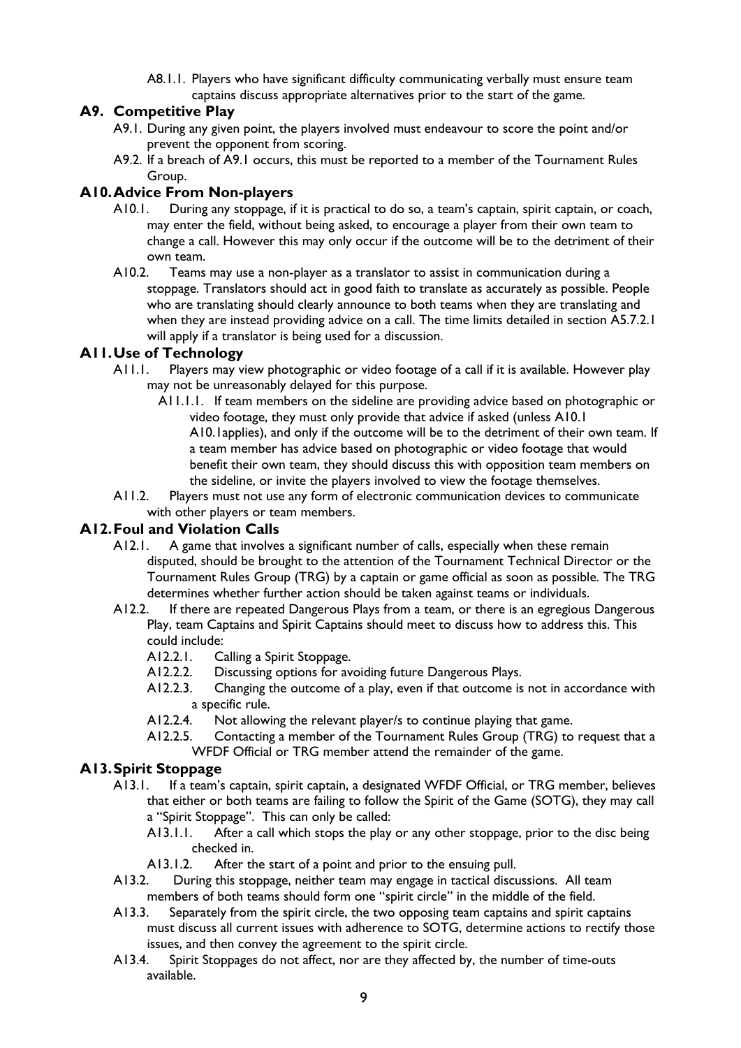A8.1.1. Players who have significant difficulty communicating verbally must ensure team captains discuss appropriate alternatives prior to the start of the game.

## A9. Competitive Play

A9.1. During any given point, the players involved must endeavour to score the point and/or prevent the opponent from scoring.

A9.2. If a breach of A9.1 occurs, this must be reported to a member of the Tournament Rules Group.

## A10. Advice From Non-players

A10.1. During any stoppage, if it is practical to do so, a team's captain, spirit captain, or coach, may enter the field, without being asked, to encourage a player from their own team to change a call. However this may only occur if the outcome will be to the detriment of their own team.

A10.2. Teams may use a non-player as a translator to assist in communication during a stoppage. Translators should act in good faith to translate as accurately as possible. People who are translating should clearly announce to both teams when they are translating and when they are instead providing advice on a call. The time limits detailed in section A5.7.2.1 will apply if a translator is being used for a discussion.

## A11. Use of Technology

A11.1. Players may view photographic or video footage of a call if it is available. However play may not be unreasonably delayed for this purpose.

A11.1.1. If team members on the sideline are providing advice based on photographic or video footage, they must only provide that advice if asked (unless A10.1 A10.1applies), and only if the outcome will be to the detriment of their own team. If a team member has advice based on photographic or video footage that would benefit their own team, they should discuss this with opposition team members on the sideline, or invite the players involved to view the footage themselves.

A11.2. Players must not use any form of electronic communication devices to communicate with other players or team members.

## A12. Foul and Violation Calls

A12.1. A game that involves a significant number of calls, especially when these remain disputed, should be brought to the attention of the Tournament Technical Director or the Tournament Rules Group (TRG) by a captain or game official as soon as possible. The TRG determines whether further action should be taken against teams or individuals.

A12.2. If there are repeated Dangerous Plays from a team, or there is an egregious Dangerous Play, team Captains and Spirit Captains should meet to discuss how to address this. This could include:

A12.2.1. Calling a Spirit Stoppage.

A12.2.2. Discussing options for avoiding future Dangerous Plays.

A12.2.3. Changing the outcome of a play, even if that outcome is not in accordance with a specific rule.

A12.2.4. Not allowing the relevant player/s to continue playing that game.

A12.2.5. Contacting a member of the Tournament Rules Group (TRG) to request that a WFDF Official or TRG member attend the remainder of the game.

## A13. Spirit Stoppage

A13.1. If a team's captain, spirit captain, a designated WFDF Official, or TRG member, believes that either or both teams are failing to follow the Spirit of the Game (SOTG), they may call a "Spirit Stoppage". This can only be called:

A13.1.1. After a call which stops the play or any other stoppage, prior to the disc being checked in.

A13.1.2. After the start of a point and prior to the ensuing pull.

A13.2. During this stoppage, neither team may engage in tactical discussions. All team members of both teams should form one "spirit circle" in the middle of the field.

A13.3. Separately from the spirit circle, the two opposing team captains and spirit captains must discuss all current issues with adherence to SOTG, determine actions to rectify those issues, and then convey the agreement to the spirit circle.

A13.4. Spirit Stoppages do not affect, nor are they affected by, the number of time-outs available.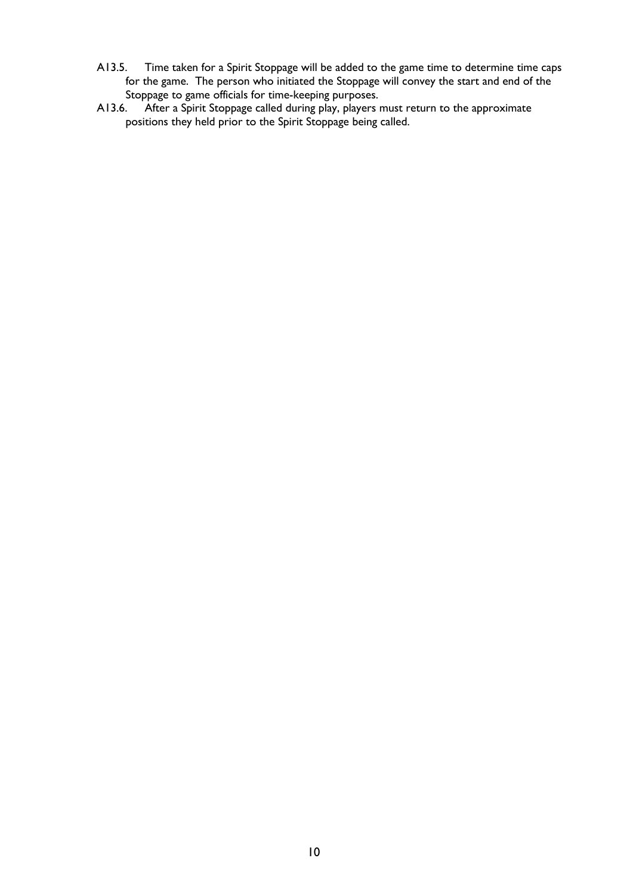A13.5. Time taken for a Spirit Stoppage will be added to the game time to determine time caps for the game. The person who initiated the Stoppage will convey the start and end of the Stoppage to game officials for time-keeping purposes.

A13.6. After a Spirit Stoppage called during play, players must return to the approximate positions they held prior to the Spirit Stoppage being called.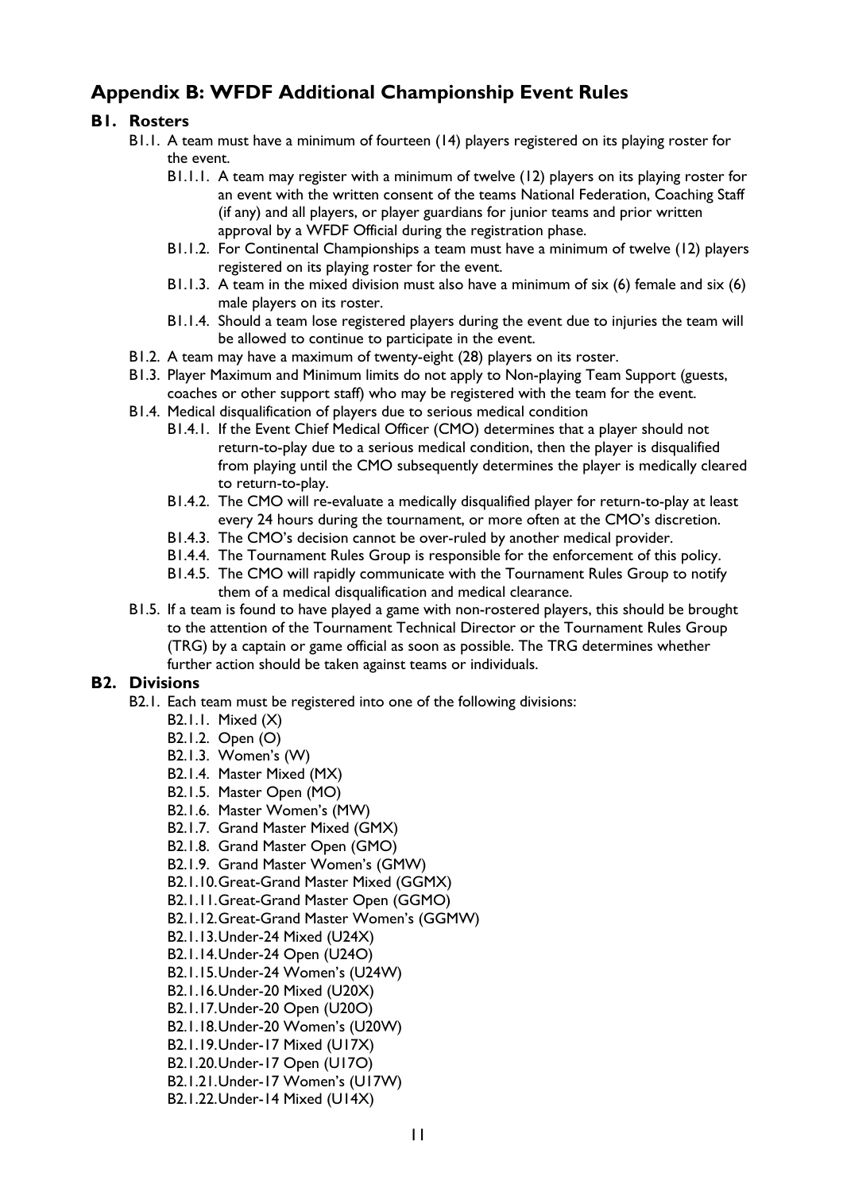# Appendix B: WFDF Additional Championship Event Rules

## B1. Rosters

- B1.1. A team must have a minimum of fourteen (14) players registered on its playing roster for the event.
  - B1.1.1. A team may register with a minimum of twelve (12) players on its playing roster for an event with the written consent of the teams National Federation, Coaching Staff (if any) and all players, or player guardians for junior teams and prior written approval by a WFDF Official during the registration phase.
  - B1.1.2. For Continental Championships a team must have a minimum of twelve (12) players registered on its playing roster for the event.
  - B1.1.3. A team in the mixed division must also have a minimum of six (6) female and six (6) male players on its roster.
  - B1.1.4. Should a team lose registered players during the event due to injuries the team will be allowed to continue to participate in the event.
- B1.2. A team may have a maximum of twenty-eight (28) players on its roster.
- B1.3. Player Maximum and Minimum limits do not apply to Non-playing Team Support (guests, coaches or other support staff) who may be registered with the team for the event.
- B1.4. Medical disqualification of players due to serious medical condition
  - B1.4.1. If the Event Chief Medical Officer (CMO) determines that a player should not return-to-play due to a serious medical condition, then the player is disqualified from playing until the CMO subsequently determines the player is medically cleared to return-to-play.
  - B1.4.2. The CMO will re-evaluate a medically disqualified player for return-to-play at least every 24 hours during the tournament, or more often at the CMO's discretion.
  - B1.4.3. The CMO's decision cannot be over-ruled by another medical provider.
  - B1.4.4. The Tournament Rules Group is responsible for the enforcement of this policy.
  - B1.4.5. The CMO will rapidly communicate with the Tournament Rules Group to notify them of a medical disqualification and medical clearance.
- B1.5. If a team is found to have played a game with non-rostered players, this should be brought to the attention of the Tournament Technical Director or the Tournament Rules Group (TRG) by a captain or game official as soon as possible. The TRG determines whether further action should be taken against teams or individuals.

## B2. Divisions

- B2.1. Each team must be registered into one of the following divisions:
  - B2.1.1. Mixed (X)
  - B2.1.2. Open (O)
  - B2.1.3. Women's (W)
  - B2.1.4. Master Mixed (MX)
  - B2.1.5. Master Open (MO)
  - B2.1.6. Master Women's (MW)
  - B2.1.7. Grand Master Mixed (GMX)
  - B2.1.8. Grand Master Open (GMO)
  - B2.1.9. Grand Master Women's (GMW)
  - B2.1.10. Great-Grand Master Mixed (GGMX)
  - B2.1.11. Great-Grand Master Open (GGMO)
  - B2.1.12. Great-Grand Master Women's (GGMW)
  - B2.1.13. Under-24 Mixed (U24X)
  - B2.1.14. Under-24 Open (U24O)
  - B2.1.15. Under-24 Women's (U24W)
  - B2.1.16. Under-20 Mixed (U20X)
  - B2.1.17. Under-20 Open (U20O)
  - B2.1.18. Under-20 Women's (U20W)
  - B2.1.19. Under-17 Mixed (U17X)
  - B2.1.20. Under-17 Open (U17O)
  - B2.1.21. Under-17 Women's (U17W)
  - B2.1.22. Under-14 Mixed (U14X)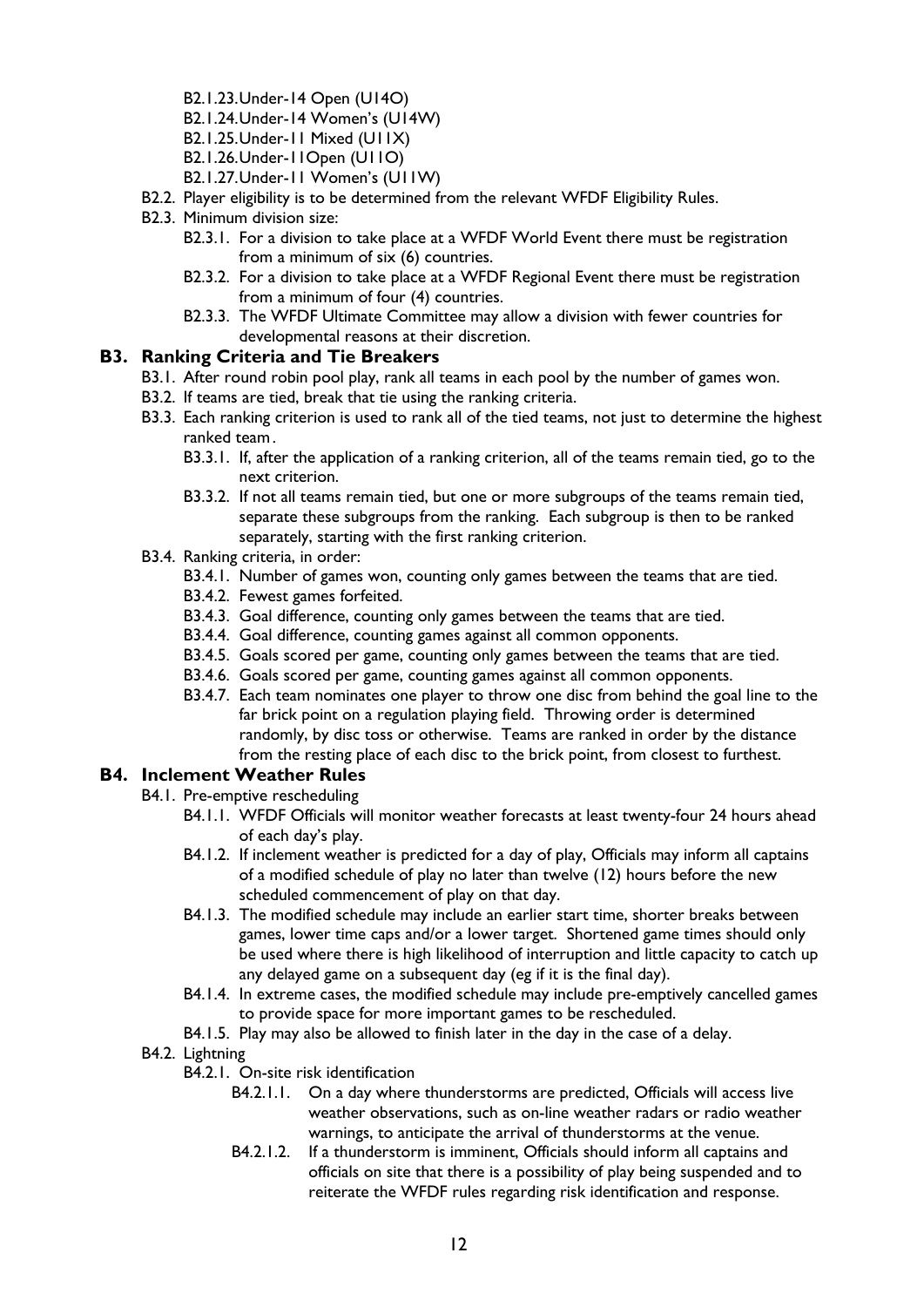- B2.1.23. Under-14 Open (U14O)
- B2.1.24. Under-14 Women's (U14W)
- B2.1.25. Under-11 Mixed (U11X)
- B2.1.26. Under-11Open (U11O)
- B2.1.27. Under-11 Women's (U11W)

B2.2. Player eligibility is to be determined from the relevant WFDF Eligibility Rules.

B2.3. Minimum division size:

- B2.3.1. For a division to take place at a WFDF World Event there must be registration from a minimum of six (6) countries.
- B2.3.2. For a division to take place at a WFDF Regional Event there must be registration from a minimum of four (4) countries.
- B2.3.3. The WFDF Ultimate Committee may allow a division with fewer countries for developmental reasons at their discretion.

## B3. Ranking Criteria and Tie Breakers

B3.1. After round robin pool play, rank all teams in each pool by the number of games won.

B3.2. If teams are tied, break that tie using the ranking criteria.

B3.3. Each ranking criterion is used to rank all of the tied teams, not just to determine the highest ranked team.

- B3.3.1. If, after the application of a ranking criterion, all of the teams remain tied, go to the next criterion.
- B3.3.2. If not all teams remain tied, but one or more subgroups of the teams remain tied, separate these subgroups from the ranking. Each subgroup is then to be ranked separately, starting with the first ranking criterion.

B3.4. Ranking criteria, in order:

- B3.4.1. Number of games won, counting only games between the teams that are tied.
- B3.4.2. Fewest games forfeited.
- B3.4.3. Goal difference, counting only games between the teams that are tied.
- B3.4.4. Goal difference, counting games against all common opponents.
- B3.4.5. Goals scored per game, counting only games between the teams that are tied.
- B3.4.6. Goals scored per game, counting games against all common opponents.
- B3.4.7. Each team nominates one player to throw one disc from behind the goal line to the far brick point on a regulation playing field. Throwing order is determined randomly, by disc toss or otherwise. Teams are ranked in order by the distance from the resting place of each disc to the brick point, from closest to furthest.

## B4. Inclement Weather Rules

B4.1. Pre-emptive rescheduling

- B4.1.1. WFDF Officials will monitor weather forecasts at least twenty-four 24 hours ahead of each day's play.
- B4.1.2. If inclement weather is predicted for a day of play, Officials may inform all captains of a modified schedule of play no later than twelve (12) hours before the new scheduled commencement of play on that day.
- B4.1.3. The modified schedule may include an earlier start time, shorter breaks between games, lower time caps and/or a lower target. Shortened game times should only be used where there is high likelihood of interruption and little capacity to catch up any delayed game on a subsequent day (eg if it is the final day).
- B4.1.4. In extreme cases, the modified schedule may include pre-emptively cancelled games to provide space for more important games to be rescheduled.
- B4.1.5. Play may also be allowed to finish later in the day in the case of a delay.

B4.2. Lightning

- B4.2.1. On-site risk identification
  - B4.2.1.1. On a day where thunderstorms are predicted, Officials will access live weather observations, such as on-line weather radars or radio weather warnings, to anticipate the arrival of thunderstorms at the venue.
  - B4.2.1.2. If a thunderstorm is imminent, Officials should inform all captains and officials on site that there is a possibility of play being suspended and to reiterate the WFDF rules regarding risk identification and response.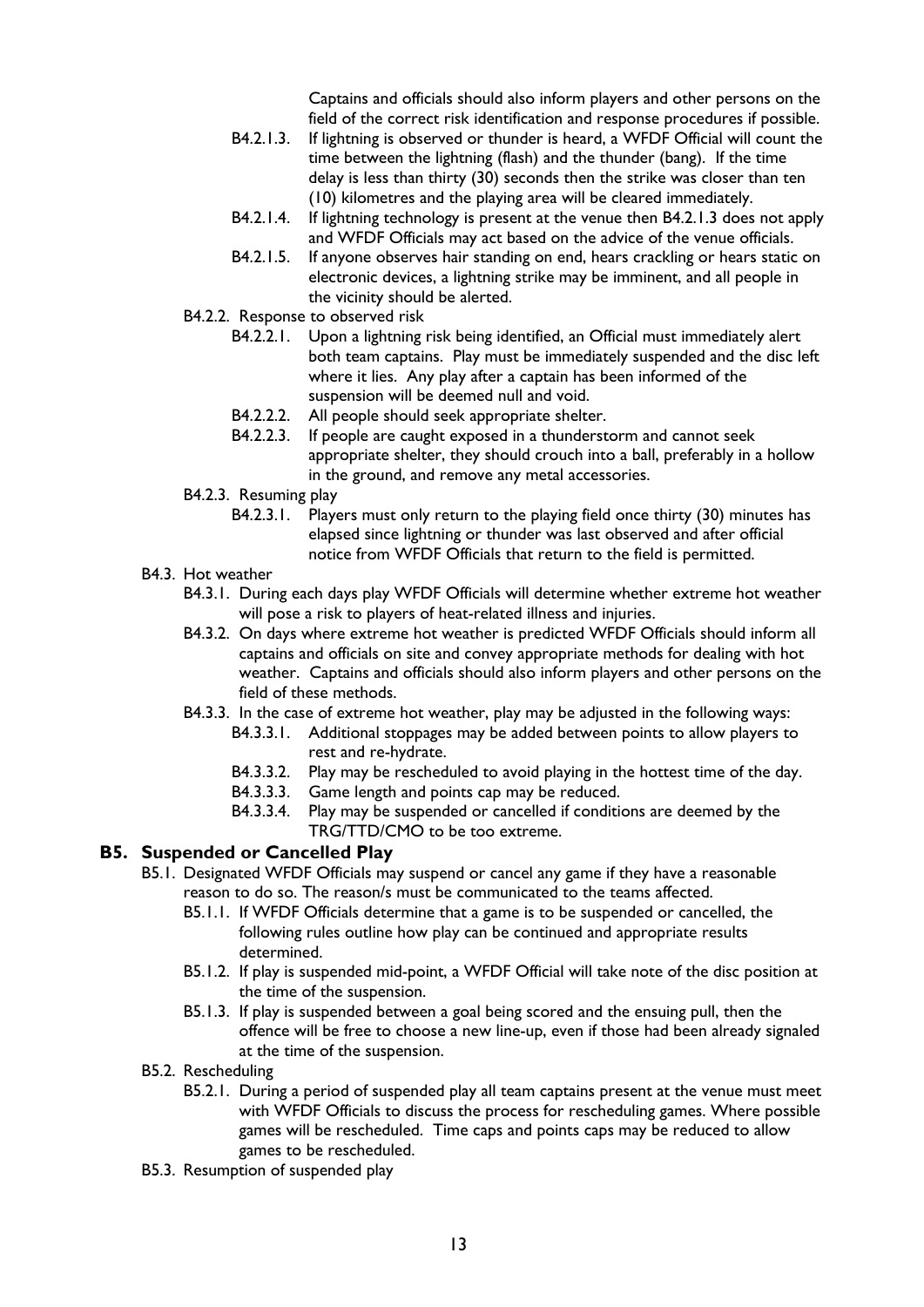Captains and officials should also inform players and other persons on the field of the correct risk identification and response procedures if possible.

- B4.2.1.3. If lightning is observed or thunder is heard, a WFDF Official will count the time between the lightning (flash) and the thunder (bang). If the time delay is less than thirty (30) seconds then the strike was closer than ten (10) kilometres and the playing area will be cleared immediately.
- B4.2.1.4. If lightning technology is present at the venue then B4.2.1.3 does not apply and WFDF Officials may act based on the advice of the venue officials.
- B4.2.1.5. If anyone observes hair standing on end, hears crackling or hears static on electronic devices, a lightning strike may be imminent, and all people in the vicinity should be alerted.

B4.2.2. Response to observed risk

- B4.2.2.1. Upon a lightning risk being identified, an Official must immediately alert both team captains. Play must be immediately suspended and the disc left where it lies. Any play after a captain has been informed of the suspension will be deemed null and void.
- B4.2.2.2. All people should seek appropriate shelter.
- B4.2.2.3. If people are caught exposed in a thunderstorm and cannot seek appropriate shelter, they should crouch into a ball, preferably in a hollow in the ground, and remove any metal accessories.

B4.2.3. Resuming play

- B4.2.3.1. Players must only return to the playing field once thirty (30) minutes has elapsed since lightning or thunder was last observed and after official notice from WFDF Officials that return to the field is permitted.

B4.3. Hot weather

- B4.3.1. During each days play WFDF Officials will determine whether extreme hot weather will pose a risk to players of heat-related illness and injuries.
- B4.3.2. On days where extreme hot weather is predicted WFDF Officials should inform all captains and officials on site and convey appropriate methods for dealing with hot weather. Captains and officials should also inform players and other persons on the field of these methods.
- B4.3.3. In the case of extreme hot weather, play may be adjusted in the following ways:
  - B4.3.3.1. Additional stoppages may be added between points to allow players to rest and re-hydrate.
  - B4.3.3.2. Play may be rescheduled to avoid playing in the hottest time of the day.
  - B4.3.3.3. Game length and points cap may be reduced.
  - B4.3.3.4. Play may be suspended or cancelled if conditions are deemed by the TRG/TTD/CMO to be too extreme.

## B5. Suspended or Cancelled Play

B5.1. Designated WFDF Officials may suspend or cancel any game if they have a reasonable reason to do so. The reason/s must be communicated to the teams affected.

- B5.1.1. If WFDF Officials determine that a game is to be suspended or cancelled, the following rules outline how play can be continued and appropriate results determined.
- B5.1.2. If play is suspended mid-point, a WFDF Official will take note of the disc position at the time of the suspension.
- B5.1.3. If play is suspended between a goal being scored and the ensuing pull, then the offence will be free to choose a new line-up, even if those had been already signaled at the time of the suspension.

B5.2. Rescheduling

- B5.2.1. During a period of suspended play all team captains present at the venue must meet with WFDF Officials to discuss the process for rescheduling games. Where possible games will be rescheduled. Time caps and points caps may be reduced to allow games to be rescheduled.

B5.3. Resumption of suspended play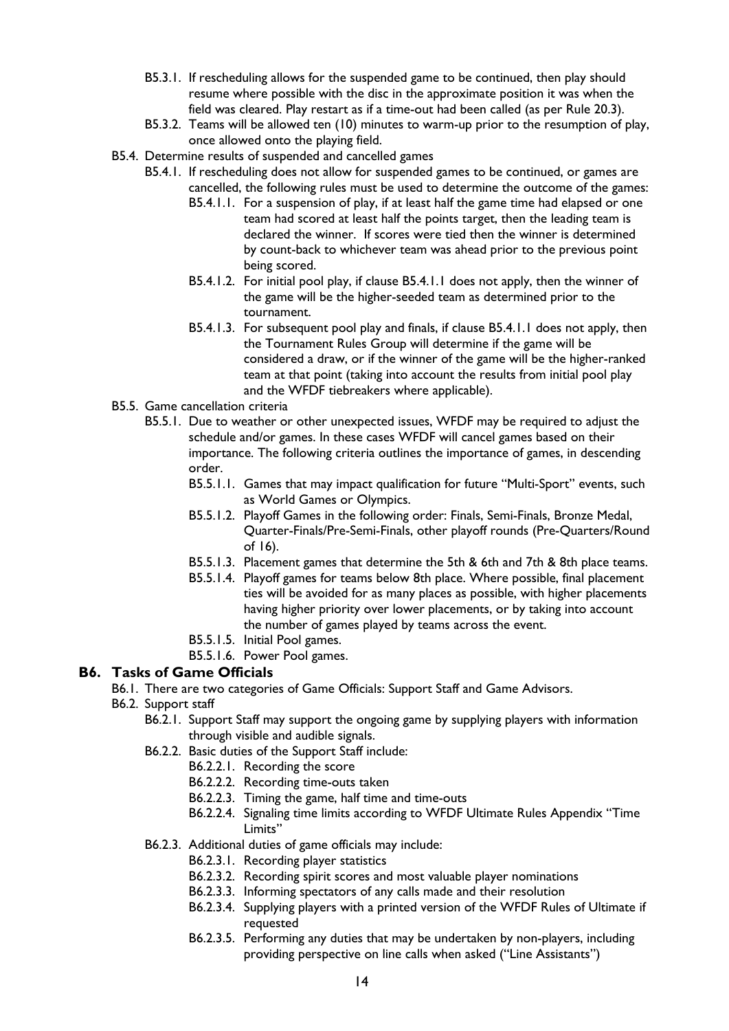- B5.3.1. If rescheduling allows for the suspended game to be continued, then play should resume where possible with the disc in the approximate position it was when the field was cleared. Play restart as if a time-out had been called (as per Rule 20.3).
- B5.3.2. Teams will be allowed ten (10) minutes to warm-up prior to the resumption of play, once allowed onto the playing field.

B5.4. Determine results of suspended and cancelled games

- B5.4.1. If rescheduling does not allow for suspended games to be continued, or games are cancelled, the following rules must be used to determine the outcome of the games:
  - B5.4.1.1. For a suspension of play, if at least half the game time had elapsed or one team had scored at least half the points target, then the leading team is declared the winner. If scores were tied then the winner is determined by count-back to whichever team was ahead prior to the previous point being scored.
  - B5.4.1.2. For initial pool play, if clause B5.4.1.1 does not apply, then the winner of the game will be the higher-seeded team as determined prior to the tournament.
  - B5.4.1.3. For subsequent pool play and finals, if clause B5.4.1.1 does not apply, then the Tournament Rules Group will determine if the game will be considered a draw, or if the winner of the game will be the higher-ranked team at that point (taking into account the results from initial pool play and the WFDF tiebreakers where applicable).

B5.5. Game cancellation criteria

- B5.5.1. Due to weather or other unexpected issues, WFDF may be required to adjust the schedule and/or games. In these cases WFDF will cancel games based on their importance. The following criteria outlines the importance of games, in descending order.
  - B5.5.1.1. Games that may impact qualification for future "Multi-Sport" events, such as World Games or Olympics.
  - B5.5.1.2. Playoff Games in the following order: Finals, Semi-Finals, Bronze Medal, Quarter-Finals/Pre-Semi-Finals, other playoff rounds (Pre-Quarters/Round of 16).
  - B5.5.1.3. Placement games that determine the 5th & 6th and 7th & 8th place teams.
  - B5.5.1.4. Playoff games for teams below 8th place. Where possible, final placement ties will be avoided for as many places as possible, with higher placements having higher priority over lower placements, or by taking into account the number of games played by teams across the event.
  - B5.5.1.5. Initial Pool games.
  - B5.5.1.6. Power Pool games.

## B6. Tasks of Game Officials

B6.1. There are two categories of Game Officials: Support Staff and Game Advisors.

B6.2. Support staff

- B6.2.1. Support Staff may support the ongoing game by supplying players with information through visible and audible signals.
- B6.2.2. Basic duties of the Support Staff include:
  - B6.2.2.1. Recording the score
  - B6.2.2.2. Recording time-outs taken
  - B6.2.2.3. Timing the game, half time and time-outs
  - B6.2.2.4. Signaling time limits according to WFDF Ultimate Rules Appendix "Time Limits"
- B6.2.3. Additional duties of game officials may include:
  - B6.2.3.1. Recording player statistics
  - B6.2.3.2. Recording spirit scores and most valuable player nominations
  - B6.2.3.3. Informing spectators of any calls made and their resolution
  - B6.2.3.4. Supplying players with a printed version of the WFDF Rules of Ultimate if requested
  - B6.2.3.5. Performing any duties that may be undertaken by non-players, including providing perspective on line calls when asked ("Line Assistants")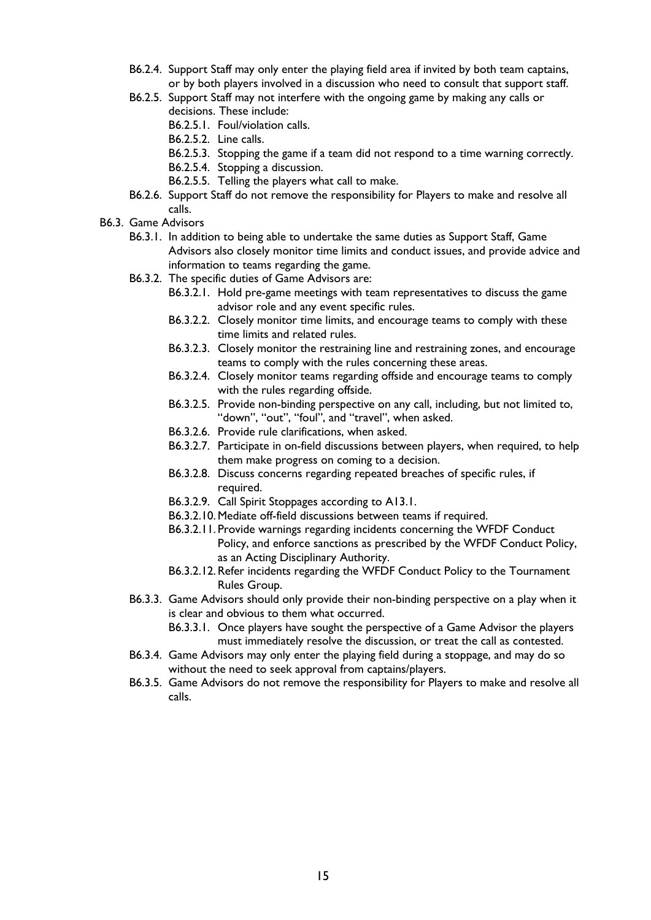- B6.2.4. Support Staff may only enter the playing field area if invited by both team captains, or by both players involved in a discussion who need to consult that support staff.
- B6.2.5. Support Staff may not interfere with the ongoing game by making any calls or decisions. These include:
  - B6.2.5.1. Foul/violation calls.
  - B6.2.5.2. Line calls.
  - B6.2.5.3. Stopping the game if a team did not respond to a time warning correctly.
  - B6.2.5.4. Stopping a discussion.
  - B6.2.5.5. Telling the players what call to make.
- B6.2.6. Support Staff do not remove the responsibility for Players to make and resolve all calls.

B6.3. Game Advisors

- B6.3.1. In addition to being able to undertake the same duties as Support Staff, Game Advisors also closely monitor time limits and conduct issues, and provide advice and information to teams regarding the game.
- B6.3.2. The specific duties of Game Advisors are:
  - B6.3.2.1. Hold pre-game meetings with team representatives to discuss the game advisor role and any event specific rules.
  - B6.3.2.2. Closely monitor time limits, and encourage teams to comply with these time limits and related rules.
  - B6.3.2.3. Closely monitor the restraining line and restraining zones, and encourage teams to comply with the rules concerning these areas.
  - B6.3.2.4. Closely monitor teams regarding offside and encourage teams to comply with the rules regarding offside.
  - B6.3.2.5. Provide non-binding perspective on any call, including, but not limited to, "down", "out", "foul", and "travel", when asked.
  - B6.3.2.6. Provide rule clarifications, when asked.
  - B6.3.2.7. Participate in on-field discussions between players, when required, to help them make progress on coming to a decision.
  - B6.3.2.8. Discuss concerns regarding repeated breaches of specific rules, if required.
  - B6.3.2.9. Call Spirit Stoppages according to A13.1.
  - B6.3.2.10. Mediate off-field discussions between teams if required.
  - B6.3.2.11. Provide warnings regarding incidents concerning the WFDF Conduct Policy, and enforce sanctions as prescribed by the WFDF Conduct Policy, as an Acting Disciplinary Authority.
  - B6.3.2.12. Refer incidents regarding the WFDF Conduct Policy to the Tournament Rules Group.
- B6.3.3. Game Advisors should only provide their non-binding perspective on a play when it is clear and obvious to them what occurred.
  - B6.3.3.1. Once players have sought the perspective of a Game Advisor the players must immediately resolve the discussion, or treat the call as contested.
- B6.3.4. Game Advisors may only enter the playing field during a stoppage, and may do so without the need to seek approval from captains/players.
- B6.3.5. Game Advisors do not remove the responsibility for Players to make and resolve all calls.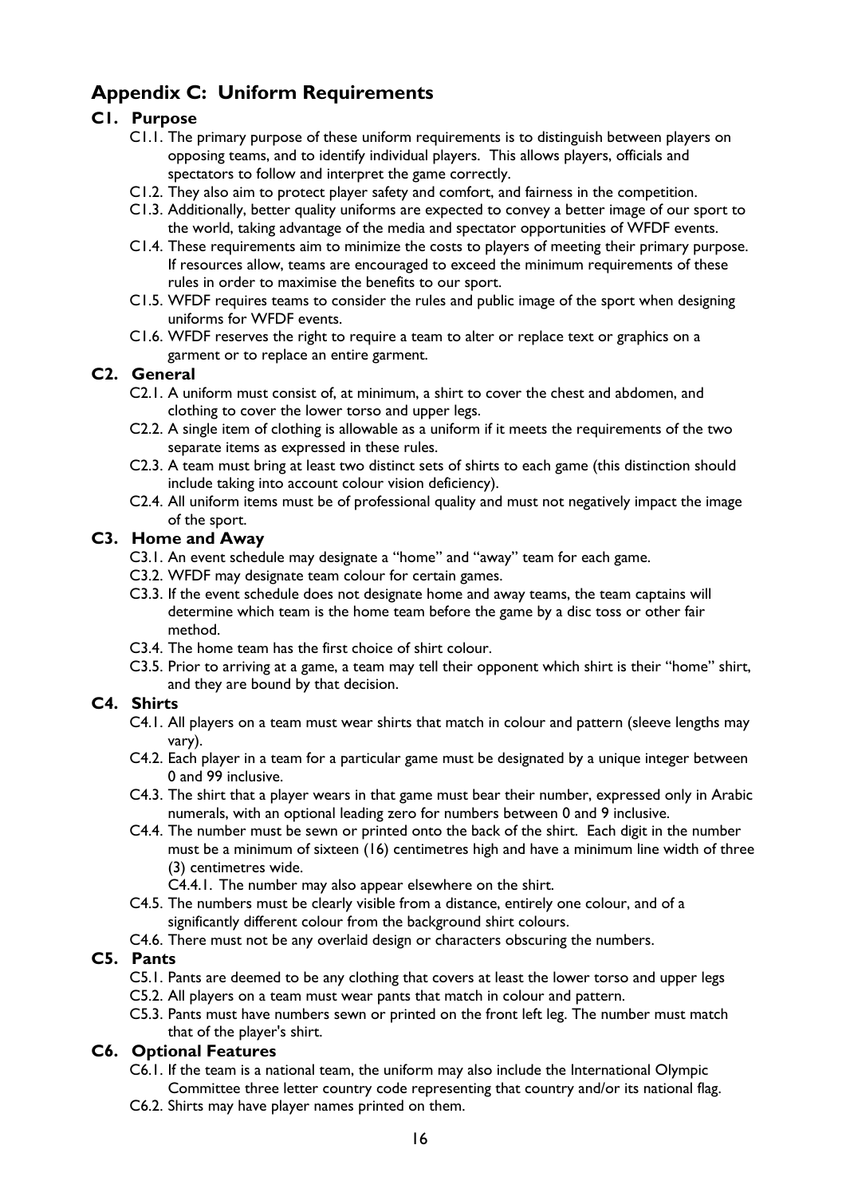## Appendix C: Uniform Requirements

### C1. Purpose

- C1.1. The primary purpose of these uniform requirements is to distinguish between players on opposing teams, and to identify individual players. This allows players, officials and spectators to follow and interpret the game correctly.
- C1.2. They also aim to protect player safety and comfort, and fairness in the competition.
- C1.3. Additionally, better quality uniforms are expected to convey a better image of our sport to the world, taking advantage of the media and spectator opportunities of WFDF events.
- C1.4. These requirements aim to minimize the costs to players of meeting their primary purpose. If resources allow, teams are encouraged to exceed the minimum requirements of these rules in order to maximise the benefits to our sport.
- C1.5. WFDF requires teams to consider the rules and public image of the sport when designing uniforms for WFDF events.
- C1.6. WFDF reserves the right to require a team to alter or replace text or graphics on a garment or to replace an entire garment.

### C2. General

- C2.1. A uniform must consist of, at minimum, a shirt to cover the chest and abdomen, and clothing to cover the lower torso and upper legs.
- C2.2. A single item of clothing is allowable as a uniform if it meets the requirements of the two separate items as expressed in these rules.
- C2.3. A team must bring at least two distinct sets of shirts to each game (this distinction should include taking into account colour vision deficiency).
- C2.4. All uniform items must be of professional quality and must not negatively impact the image of the sport.

### C3. Home and Away

- C3.1. An event schedule may designate a "home" and "away" team for each game.
- C3.2. WFDF may designate team colour for certain games.
- C3.3. If the event schedule does not designate home and away teams, the team captains will determine which team is the home team before the game by a disc toss or other fair method.
- C3.4. The home team has the first choice of shirt colour.
- C3.5. Prior to arriving at a game, a team may tell their opponent which shirt is their "home" shirt, and they are bound by that decision.

### C4. Shirts

- C4.1. All players on a team must wear shirts that match in colour and pattern (sleeve lengths may vary).
- C4.2. Each player in a team for a particular game must be designated by a unique integer between 0 and 99 inclusive.
- C4.3. The shirt that a player wears in that game must bear their number, expressed only in Arabic numerals, with an optional leading zero for numbers between 0 and 9 inclusive.
- C4.4. The number must be sewn or printed onto the back of the shirt. Each digit in the number must be a minimum of sixteen (16) centimetres high and have a minimum line width of three (3) centimetres wide.
  - C4.4.1. The number may also appear elsewhere on the shirt.
- C4.5. The numbers must be clearly visible from a distance, entirely one colour, and of a significantly different colour from the background shirt colours.
- C4.6. There must not be any overlaid design or characters obscuring the numbers.

### C5. Pants

- C5.1. Pants are deemed to be any clothing that covers at least the lower torso and upper legs
- C5.2. All players on a team must wear pants that match in colour and pattern.
- C5.3. Pants must have numbers sewn or printed on the front left leg. The number must match that of the player's shirt.

### C6. Optional Features

- C6.1. If the team is a national team, the uniform may also include the International Olympic Committee three letter country code representing that country and/or its national flag.
- C6.2. Shirts may have player names printed on them.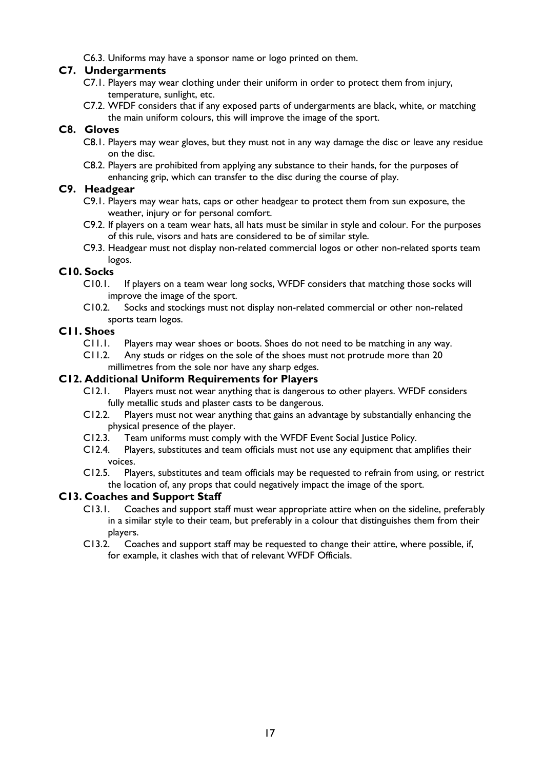C6.3. Uniforms may have a sponsor name or logo printed on them.

### C7. Undergarments

- C7.1. Players may wear clothing under their uniform in order to protect them from injury, temperature, sunlight, etc.
- C7.2. WFDF considers that if any exposed parts of undergarments are black, white, or matching the main uniform colours, this will improve the image of the sport.

### C8. Gloves

- C8.1. Players may wear gloves, but they must not in any way damage the disc or leave any residue on the disc.
- C8.2. Players are prohibited from applying any substance to their hands, for the purposes of enhancing grip, which can transfer to the disc during the course of play.

### C9. Headgear

- C9.1. Players may wear hats, caps or other headgear to protect them from sun exposure, the weather, injury or for personal comfort.
- C9.2. If players on a team wear hats, all hats must be similar in style and colour. For the purposes of this rule, visors and hats are considered to be of similar style.
- C9.3. Headgear must not display non-related commercial logos or other non-related sports team logos.

### C10. Socks

- C10.1. If players on a team wear long socks, WFDF considers that matching those socks will improve the image of the sport.
- C10.2. Socks and stockings must not display non-related commercial or other non-related sports team logos.

### C11. Shoes

- C11.1. Players may wear shoes or boots. Shoes do not need to be matching in any way.
- C11.2. Any studs or ridges on the sole of the shoes must not protrude more than 20 millimetres from the sole nor have any sharp edges.

### C12. Additional Uniform Requirements for Players

- C12.1. Players must not wear anything that is dangerous to other players. WFDF considers fully metallic studs and plaster casts to be dangerous.
- C12.2. Players must not wear anything that gains an advantage by substantially enhancing the physical presence of the player.
- C12.3. Team uniforms must comply with the WFDF Event Social Justice Policy.
- C12.4. Players, substitutes and team officials must not use any equipment that amplifies their voices.
- C12.5. Players, substitutes and team officials may be requested to refrain from using, or restrict the location of, any props that could negatively impact the image of the sport.

### C13. Coaches and Support Staff

- C13.1. Coaches and support staff must wear appropriate attire when on the sideline, preferably in a similar style to their team, but preferably in a colour that distinguishes them from their players.
- C13.2. Coaches and support staff may be requested to change their attire, where possible, if, for example, it clashes with that of relevant WFDF Officials.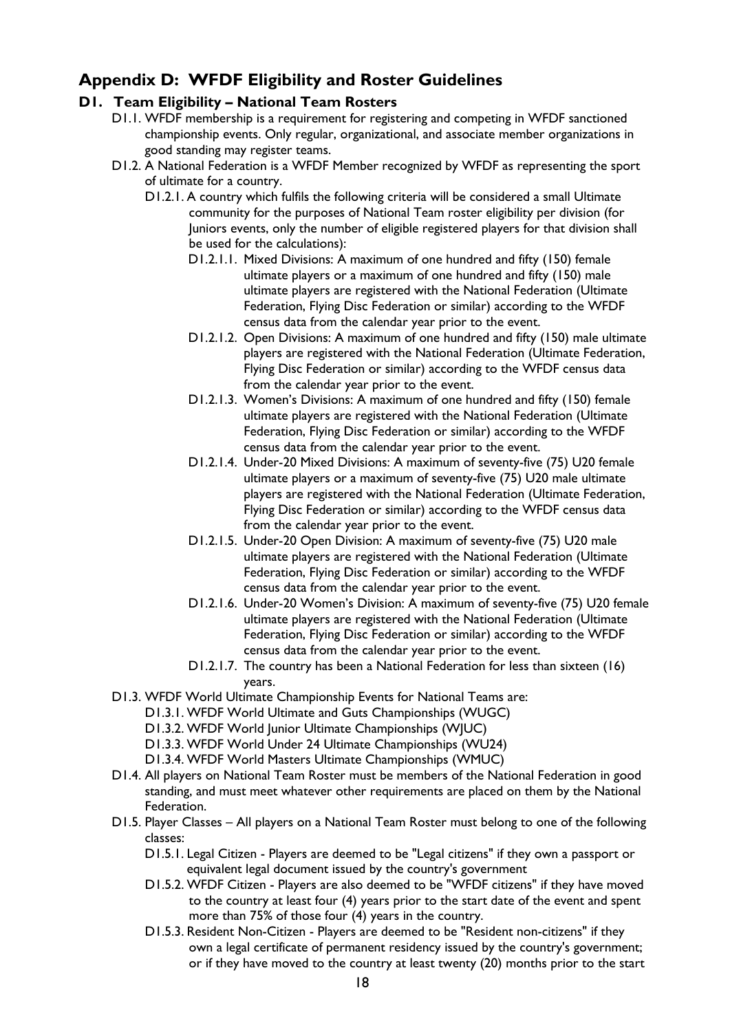## Appendix D: WFDF Eligibility and Roster Guidelines

### D1. Team Eligibility – National Team Rosters

- D1.1. WFDF membership is a requirement for registering and competing in WFDF sanctioned championship events. Only regular, organizational, and associate member organizations in good standing may register teams.
- D1.2. A National Federation is a WFDF Member recognized by WFDF as representing the sport of ultimate for a country.
  - D1.2.1. A country which fulfils the following criteria will be considered a small Ultimate community for the purposes of National Team roster eligibility per division (for Juniors events, only the number of eligible registered players for that division shall be used for the calculations):
    - D1.2.1.1. Mixed Divisions: A maximum of one hundred and fifty (150) female ultimate players or a maximum of one hundred and fifty (150) male ultimate players are registered with the National Federation (Ultimate Federation, Flying Disc Federation or similar) according to the WFDF census data from the calendar year prior to the event.
    - D1.2.1.2. Open Divisions: A maximum of one hundred and fifty (150) male ultimate players are registered with the National Federation (Ultimate Federation, Flying Disc Federation or similar) according to the WFDF census data from the calendar year prior to the event.
    - D1.2.1.3. Women's Divisions: A maximum of one hundred and fifty (150) female ultimate players are registered with the National Federation (Ultimate Federation, Flying Disc Federation or similar) according to the WFDF census data from the calendar year prior to the event.
    - D1.2.1.4. Under-20 Mixed Divisions: A maximum of seventy-five (75) U20 female ultimate players or a maximum of seventy-five (75) U20 male ultimate players are registered with the National Federation (Ultimate Federation, Flying Disc Federation or similar) according to the WFDF census data from the calendar year prior to the event.
    - D1.2.1.5. Under-20 Open Division: A maximum of seventy-five (75) U20 male ultimate players are registered with the National Federation (Ultimate Federation, Flying Disc Federation or similar) according to the WFDF census data from the calendar year prior to the event.
    - D1.2.1.6. Under-20 Women's Division: A maximum of seventy-five (75) U20 female ultimate players are registered with the National Federation (Ultimate Federation, Flying Disc Federation or similar) according to the WFDF census data from the calendar year prior to the event.
    - D1.2.1.7. The country has been a National Federation for less than sixteen (16) years.
- D1.3. WFDF World Ultimate Championship Events for National Teams are:
  - D1.3.1. WFDF World Ultimate and Guts Championships (WUGC)
  - D1.3.2. WFDF World Junior Ultimate Championships (WJUC)
  - D1.3.3. WFDF World Under 24 Ultimate Championships (WU24)
  - D1.3.4. WFDF World Masters Ultimate Championships (WMUC)
- D1.4. All players on National Team Roster must be members of the National Federation in good standing, and must meet whatever other requirements are placed on them by the National Federation.
- D1.5. Player Classes – All players on a National Team Roster must belong to one of the following classes:
  - D1.5.1. Legal Citizen - Players are deemed to be "Legal citizens" if they own a passport or equivalent legal document issued by the country's government
  - D1.5.2. WFDF Citizen - Players are also deemed to be "WFDF citizens" if they have moved to the country at least four (4) years prior to the start date of the event and spent more than 75% of those four (4) years in the country.
  - D1.5.3. Resident Non-Citizen - Players are deemed to be "Resident non-citizens" if they own a legal certificate of permanent residency issued by the country's government; or if they have moved to the country at least twenty (20) months prior to the start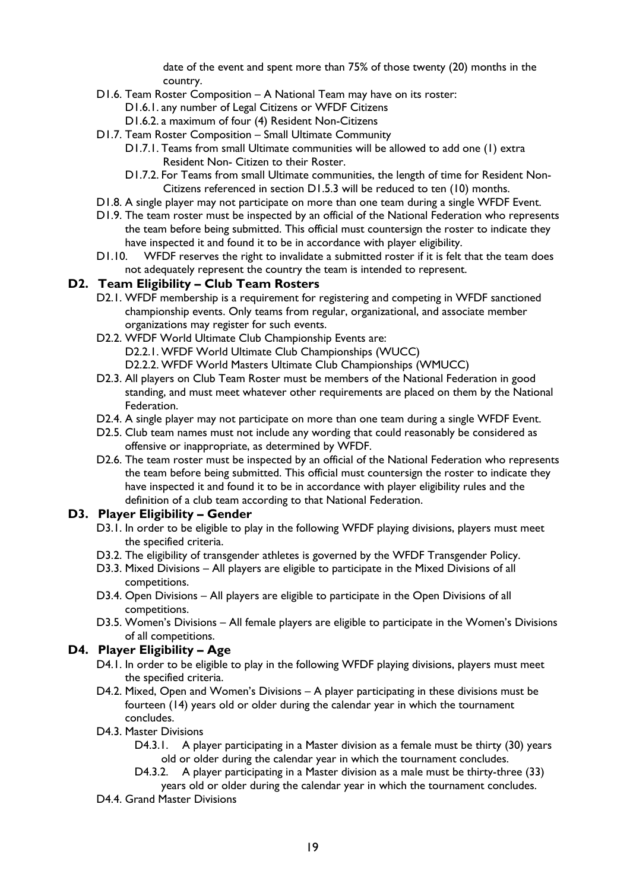date of the event and spent more than 75% of those twenty (20) months in the country.

- D1.6. Team Roster Composition – A National Team may have on its roster:
  - D1.6.1. any number of Legal Citizens or WFDF Citizens
  - D1.6.2. a maximum of four (4) Resident Non-Citizens
- D1.7. Team Roster Composition – Small Ultimate Community
  - D1.7.1. Teams from small Ultimate communities will be allowed to add one (1) extra Resident Non- Citizen to their Roster.
  - D1.7.2. For Teams from small Ultimate communities, the length of time for Resident Non-Citizens referenced in section D1.5.3 will be reduced to ten (10) months.
- D1.8. A single player may not participate on more than one team during a single WFDF Event.
- D1.9. The team roster must be inspected by an official of the National Federation who represents the team before being submitted. This official must countersign the roster to indicate they have inspected it and found it to be in accordance with player eligibility.
- D1.10. WFDF reserves the right to invalidate a submitted roster if it is felt that the team does not adequately represent the country the team is intended to represent.

## D2. Team Eligibility – Club Team Rosters

- D2.1. WFDF membership is a requirement for registering and competing in WFDF sanctioned championship events. Only teams from regular, organizational, and associate member organizations may register for such events.
- D2.2. WFDF World Ultimate Club Championship Events are:
  - D2.2.1. WFDF World Ultimate Club Championships (WUCC)
  - D2.2.2. WFDF World Masters Ultimate Club Championships (WMUCC)
- D2.3. All players on Club Team Roster must be members of the National Federation in good standing, and must meet whatever other requirements are placed on them by the National Federation.
- D2.4. A single player may not participate on more than one team during a single WFDF Event.
- D2.5. Club team names must not include any wording that could reasonably be considered as offensive or inappropriate, as determined by WFDF.
- D2.6. The team roster must be inspected by an official of the National Federation who represents the team before being submitted. This official must countersign the roster to indicate they have inspected it and found it to be in accordance with player eligibility rules and the definition of a club team according to that National Federation.

## D3. Player Eligibility – Gender

- D3.1. In order to be eligible to play in the following WFDF playing divisions, players must meet the specified criteria.
- D3.2. The eligibility of transgender athletes is governed by the WFDF Transgender Policy.
- D3.3. Mixed Divisions – All players are eligible to participate in the Mixed Divisions of all competitions.
- D3.4. Open Divisions – All players are eligible to participate in the Open Divisions of all competitions.
- D3.5. Women's Divisions – All female players are eligible to participate in the Women's Divisions of all competitions.

## D4. Player Eligibility – Age

- D4.1. In order to be eligible to play in the following WFDF playing divisions, players must meet the specified criteria.
- D4.2. Mixed, Open and Women's Divisions – A player participating in these divisions must be fourteen (14) years old or older during the calendar year in which the tournament concludes.
- D4.3. Master Divisions
  - D4.3.1. A player participating in a Master division as a female must be thirty (30) years old or older during the calendar year in which the tournament concludes.
  - D4.3.2. A player participating in a Master division as a male must be thirty-three (33) years old or older during the calendar year in which the tournament concludes.
- D4.4. Grand Master Divisions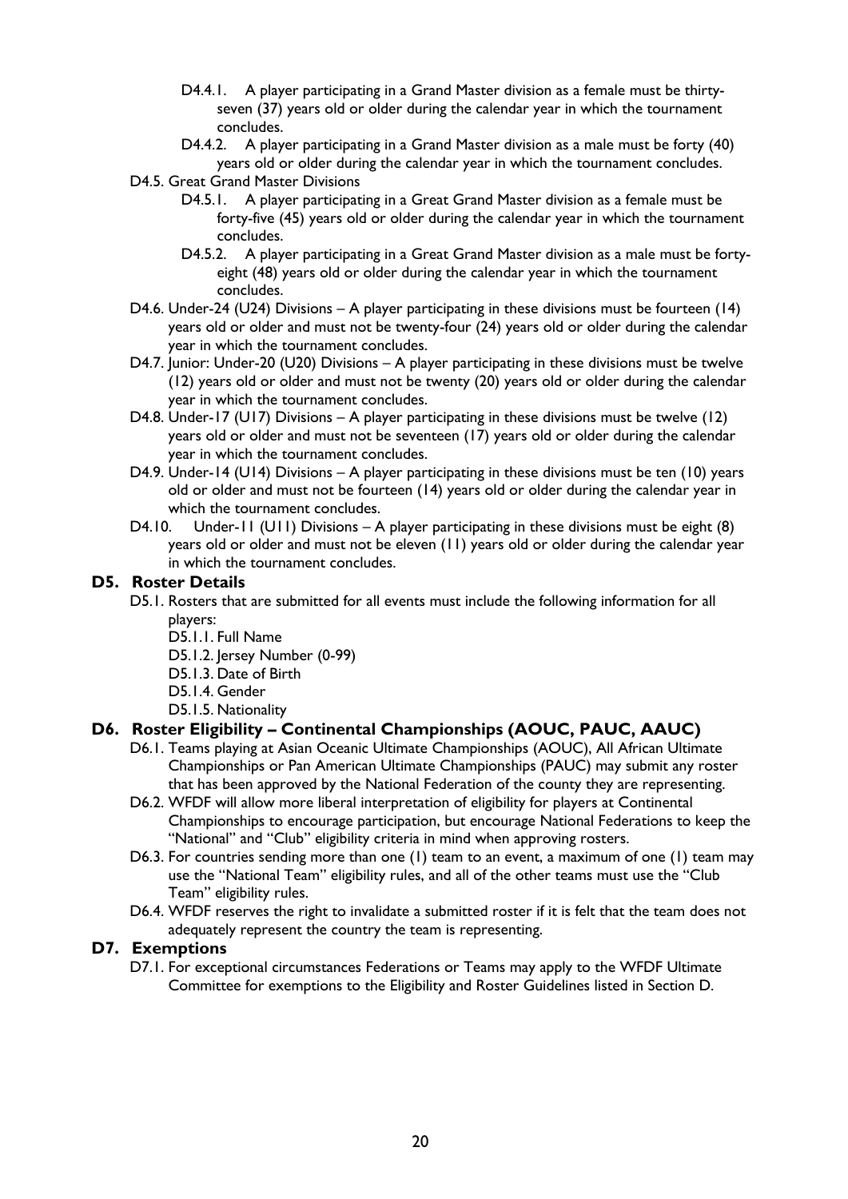- D4.4.1. A player participating in a Grand Master division as a female must be thirty-seven (37) years old or older during the calendar year in which the tournament concludes.
- D4.4.2. A player participating in a Grand Master division as a male must be forty (40) years old or older during the calendar year in which the tournament concludes.

D4.5. Great Grand Master Divisions

- D4.5.1. A player participating in a Great Grand Master division as a female must be forty-five (45) years old or older during the calendar year in which the tournament concludes.
- D4.5.2. A player participating in a Great Grand Master division as a male must be forty-eight (48) years old or older during the calendar year in which the tournament concludes.

D4.6. Under-24 (U24) Divisions – A player participating in these divisions must be fourteen (14) years old or older and must not be twenty-four (24) years old or older during the calendar year in which the tournament concludes.

D4.7. Junior: Under-20 (U20) Divisions – A player participating in these divisions must be twelve (12) years old or older and must not be twenty (20) years old or older during the calendar year in which the tournament concludes.

D4.8. Under-17 (U17) Divisions – A player participating in these divisions must be twelve (12) years old or older and must not be seventeen (17) years old or older during the calendar year in which the tournament concludes.

D4.9. Under-14 (U14) Divisions – A player participating in these divisions must be ten (10) years old or older and must not be fourteen (14) years old or older during the calendar year in which the tournament concludes.

D4.10. Under-11 (U11) Divisions – A player participating in these divisions must be eight (8) years old or older and must not be eleven (11) years old or older during the calendar year in which the tournament concludes.

## D5. Roster Details

D5.1. Rosters that are submitted for all events must include the following information for all players:

- D5.1.1. Full Name
- D5.1.2. Jersey Number (0-99)
- D5.1.3. Date of Birth
- D5.1.4. Gender
- D5.1.5. Nationality

## D6. Roster Eligibility – Continental Championships (AOUC, PAUC, AAUC)

D6.1. Teams playing at Asian Oceanic Ultimate Championships (AOUC), All African Ultimate Championships or Pan American Ultimate Championships (PAUC) may submit any roster that has been approved by the National Federation of the county they are representing.

D6.2. WFDF will allow more liberal interpretation of eligibility for players at Continental Championships to encourage participation, but encourage National Federations to keep the "National" and "Club" eligibility criteria in mind when approving rosters.

D6.3. For countries sending more than one (1) team to an event, a maximum of one (1) team may use the "National Team" eligibility rules, and all of the other teams must use the "Club Team" eligibility rules.

D6.4. WFDF reserves the right to invalidate a submitted roster if it is felt that the team does not adequately represent the country the team is representing.

## D7. Exemptions

D7.1. For exceptional circumstances Federations or Teams may apply to the WFDF Ultimate Committee for exemptions to the Eligibility and Roster Guidelines listed in Section D.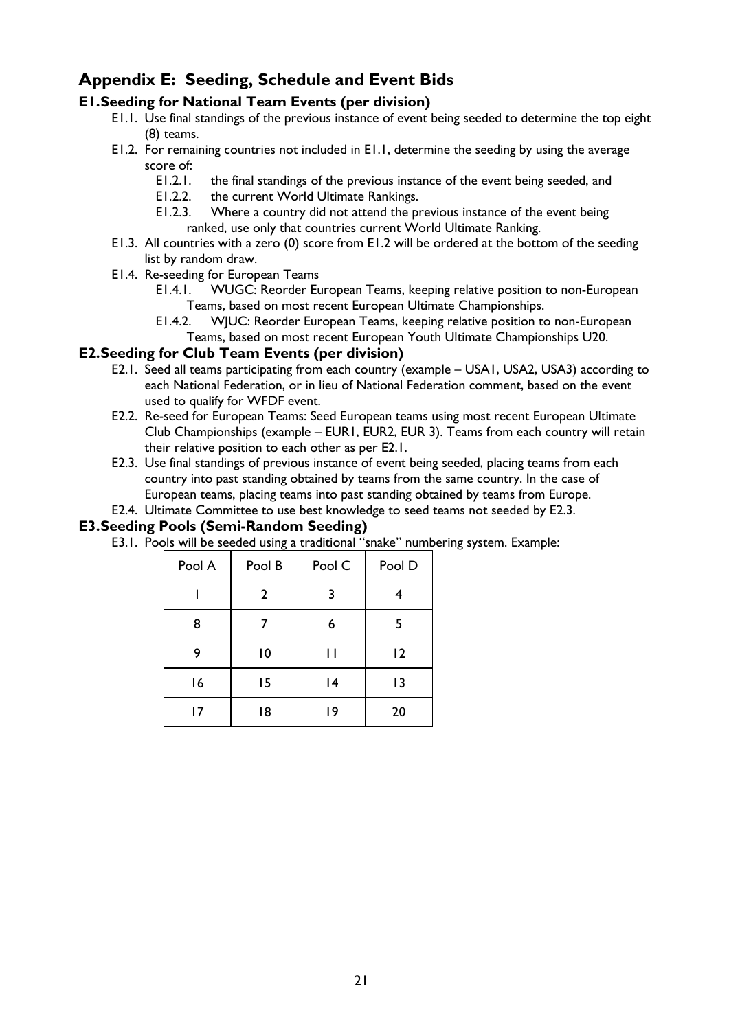## Appendix E: Seeding, Schedule and Event Bids

### E1. Seeding for National Team Events (per division)

- E1.1. Use final standings of the previous instance of event being seeded to determine the top eight (8) teams.
- E1.2. For remaining countries not included in E1.1, determine the seeding by using the average score of:
  - E1.2.1. the final standings of the previous instance of the event being seeded, and
  - E1.2.2. the current World Ultimate Rankings.
  - E1.2.3. Where a country did not attend the previous instance of the event being ranked, use only that countries current World Ultimate Ranking.
- E1.3. All countries with a zero (0) score from E1.2 will be ordered at the bottom of the seeding list by random draw.
- E1.4. Re-seeding for European Teams
  - E1.4.1. WUGC: Reorder European Teams, keeping relative position to non-European Teams, based on most recent European Ultimate Championships.
  - E1.4.2. WJUC: Reorder European Teams, keeping relative position to non-European Teams, based on most recent European Youth Ultimate Championships U20.

### E2. Seeding for Club Team Events (per division)

- E2.1. Seed all teams participating from each country (example – USA1, USA2, USA3) according to each National Federation, or in lieu of National Federation comment, based on the event used to qualify for WFDF event.
- E2.2. Re-seed for European Teams: Seed European teams using most recent European Ultimate Club Championships (example – EUR1, EUR2, EUR 3). Teams from each country will retain their relative position to each other as per E2.1.
- E2.3. Use final standings of previous instance of event being seeded, placing teams from each country into past standing obtained by teams from the same country. In the case of European teams, placing teams into past standing obtained by teams from Europe.
- E2.4. Ultimate Committee to use best knowledge to seed teams not seeded by E2.3.

### E3. Seeding Pools (Semi-Random Seeding)

- E3.1. Pools will be seeded using a traditional "snake" numbering system. Example:

| Pool A | Pool B | Pool C | Pool D |
|---|---|---|---|
| 1 | 2 | 3 | 4 |
| 8 | 7 | 6 | 5 |
| 9 | 10 | 11 | 12 |
| 16 | 15 | 14 | 13 |
| 17 | 18 | 19 | 20 |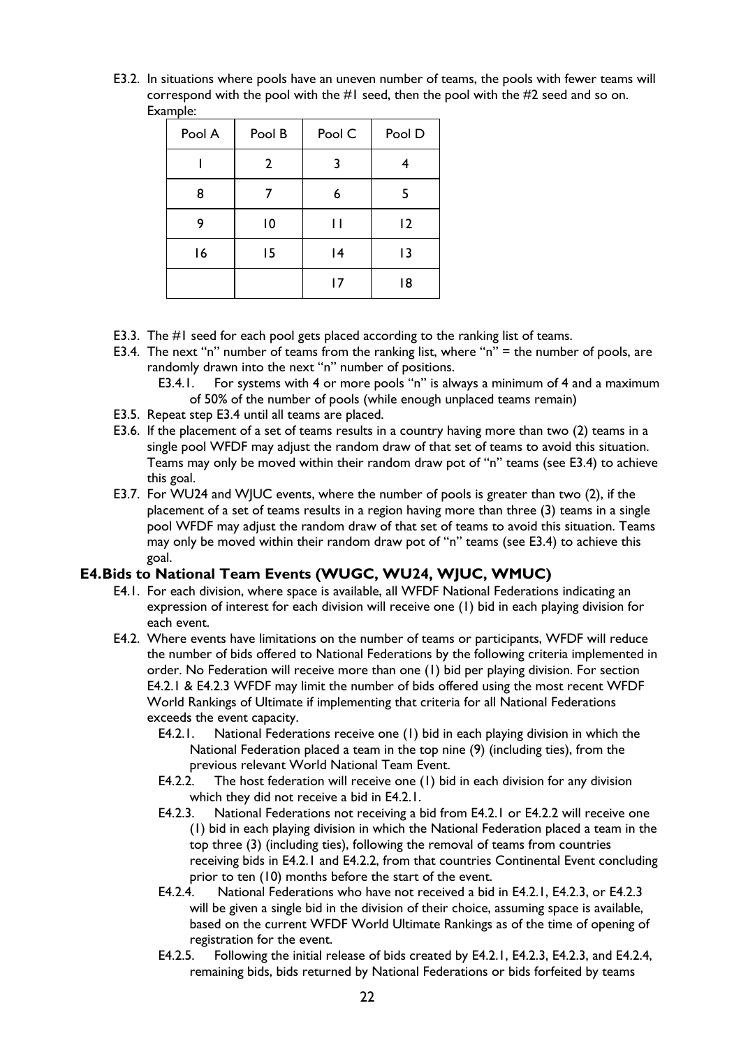E3.2. In situations where pools have an uneven number of teams, the pools with fewer teams will correspond with the pool with the #1 seed, then the pool with the #2 seed and so on. Example:

| Pool A | Pool B | Pool C | Pool D |
|---|---|---|---|
| 1 | 2 | 3 | 4 |
| 8 | 7 | 6 | 5 |
| 9 | 10 | 11 | 12 |
| 16 | 15 | 14 | 13 |
| | | 17 | 18 |

E3.3. The #1 seed for each pool gets placed according to the ranking list of teams.

E3.4. The next "n" number of teams from the ranking list, where "n" = the number of pools, are randomly drawn into the next "n" number of positions.

- E3.4.1. For systems with 4 or more pools "n" is always a minimum of 4 and a maximum of 50% of the number of pools (while enough unplaced teams remain)

E3.5. Repeat step E3.4 until all teams are placed.

E3.6. If the placement of a set of teams results in a country having more than two (2) teams in a single pool WFDF may adjust the random draw of that set of teams to avoid this situation. Teams may only be moved within their random draw pot of "n" teams (see E3.4) to achieve this goal.

E3.7. For WU24 and WJUC events, where the number of pools is greater than two (2), if the placement of a set of teams results in a region having more than three (3) teams in a single pool WFDF may adjust the random draw of that set of teams to avoid this situation. Teams may only be moved within their random draw pot of "n" teams (see E3.4) to achieve this goal.

## E4. Bids to National Team Events (WUGC, WU24, WJUC, WMUC)

E4.1. For each division, where space is available, all WFDF National Federations indicating an expression of interest for each division will receive one (1) bid in each playing division for each event.

E4.2. Where events have limitations on the number of teams or participants, WFDF will reduce the number of bids offered to National Federations by the following criteria implemented in order. No Federation will receive more than one (1) bid per playing division. For section E4.2.1 & E4.2.3 WFDF may limit the number of bids offered using the most recent WFDF World Rankings of Ultimate if implementing that criteria for all National Federations exceeds the event capacity.

- E4.2.1. National Federations receive one (1) bid in each playing division in which the National Federation placed a team in the top nine (9) (including ties), from the previous relevant World National Team Event.
- E4.2.2. The host federation will receive one (1) bid in each division for any division which they did not receive a bid in E4.2.1.
- E4.2.3. National Federations not receiving a bid from E4.2.1 or E4.2.2 will receive one (1) bid in each playing division in which the National Federation placed a team in the top three (3) (including ties), following the removal of teams from countries receiving bids in E4.2.1 and E4.2.2, from that countries Continental Event concluding prior to ten (10) months before the start of the event.
- E4.2.4. National Federations who have not received a bid in E4.2.1, E4.2.3, or E4.2.3 will be given a single bid in the division of their choice, assuming space is available, based on the current WFDF World Ultimate Rankings as of the time of opening of registration for the event.
- E4.2.5. Following the initial release of bids created by E4.2.1, E4.2.3, E4.2.3, and E4.2.4, remaining bids, bids returned by National Federations or bids forfeited by teams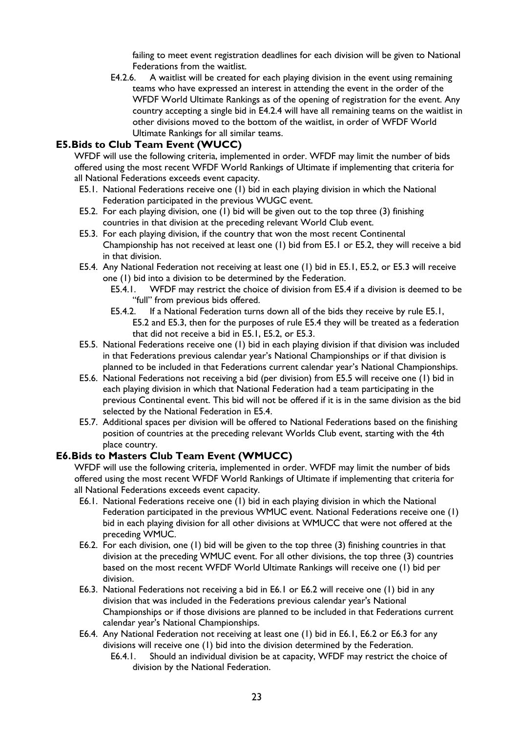failing to meet event registration deadlines for each division will be given to National Federations from the waitlist.

E4.2.6. A waitlist will be created for each playing division in the event using remaining teams who have expressed an interest in attending the event in the order of the WFDF World Ultimate Rankings as of the opening of registration for the event. Any country accepting a single bid in E4.2.4 will have all remaining teams on the waitlist in other divisions moved to the bottom of the waitlist, in order of WFDF World Ultimate Rankings for all similar teams.

### E5. Bids to Club Team Event (WUCC)

WFDF will use the following criteria, implemented in order. WFDF may limit the number of bids offered using the most recent WFDF World Rankings of Ultimate if implementing that criteria for all National Federations exceeds event capacity.

- E5.1. National Federations receive one (1) bid in each playing division in which the National Federation participated in the previous WUGC event.
- E5.2. For each playing division, one (1) bid will be given out to the top three (3) finishing countries in that division at the preceding relevant World Club event.
- E5.3. For each playing division, if the country that won the most recent Continental Championship has not received at least one (1) bid from E5.1 or E5.2, they will receive a bid in that division.
- E5.4. Any National Federation not receiving at least one (1) bid in E5.1, E5.2, or E5.3 will receive one (1) bid into a division to be determined by the Federation.
  - E5.4.1. WFDF may restrict the choice of division from E5.4 if a division is deemed to be "full" from previous bids offered.
  - E5.4.2. If a National Federation turns down all of the bids they receive by rule E5.1, E5.2 and E5.3, then for the purposes of rule E5.4 they will be treated as a federation that did not receive a bid in E5.1, E5.2, or E5.3.
- E5.5. National Federations receive one (1) bid in each playing division if that division was included in that Federations previous calendar year's National Championships or if that division is planned to be included in that Federations current calendar year's National Championships.
- E5.6. National Federations not receiving a bid (per division) from E5.5 will receive one (1) bid in each playing division in which that National Federation had a team participating in the previous Continental event. This bid will not be offered if it is in the same division as the bid selected by the National Federation in E5.4.
- E5.7. Additional spaces per division will be offered to National Federations based on the finishing position of countries at the preceding relevant Worlds Club event, starting with the 4th place country.

### E6. Bids to Masters Club Team Event (WMUCC)

WFDF will use the following criteria, implemented in order. WFDF may limit the number of bids offered using the most recent WFDF World Rankings of Ultimate if implementing that criteria for all National Federations exceeds event capacity.

- E6.1. National Federations receive one (1) bid in each playing division in which the National Federation participated in the previous WMUC event. National Federations receive one (1) bid in each playing division for all other divisions at WMUCC that were not offered at the preceding WMUC.
- E6.2. For each division, one (1) bid will be given to the top three (3) finishing countries in that division at the preceding WMUC event. For all other divisions, the top three (3) countries based on the most recent WFDF World Ultimate Rankings will receive one (1) bid per division.
- E6.3. National Federations not receiving a bid in E6.1 or E6.2 will receive one (1) bid in any division that was included in the Federations previous calendar year's National Championships or if those divisions are planned to be included in that Federations current calendar year's National Championships.
- E6.4. Any National Federation not receiving at least one (1) bid in E6.1, E6.2 or E6.3 for any divisions will receive one (1) bid into the division determined by the Federation.
  - E6.4.1. Should an individual division be at capacity, WFDF may restrict the choice of division by the National Federation.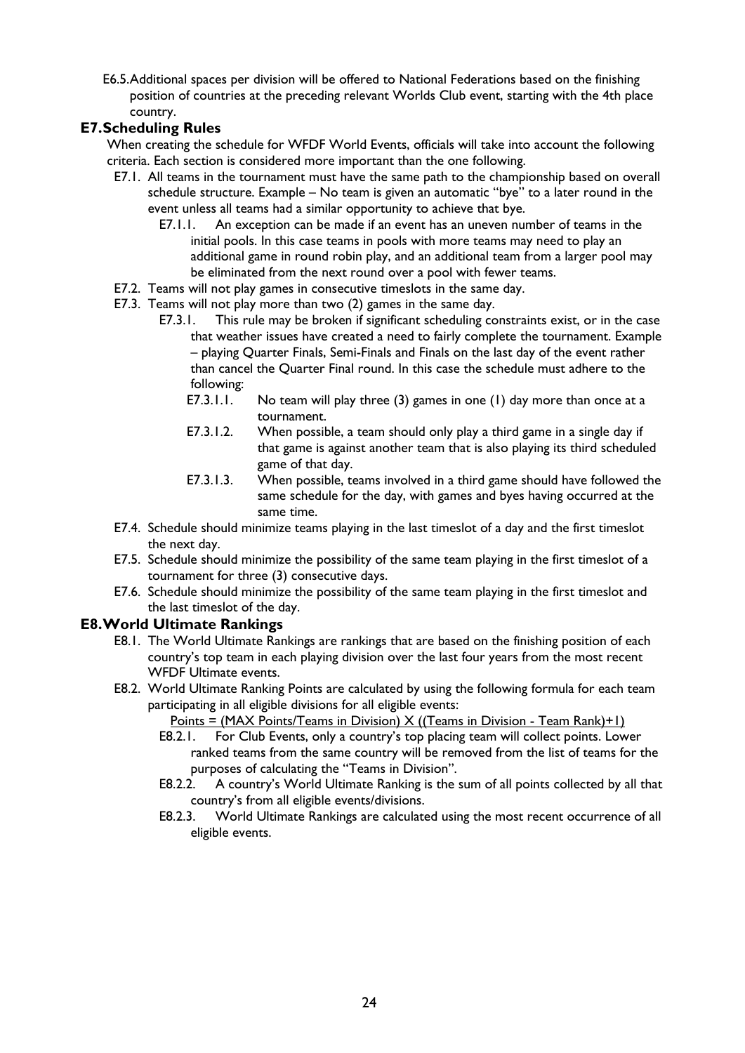E6.5. Additional spaces per division will be offered to National Federations based on the finishing position of countries at the preceding relevant Worlds Club event, starting with the 4th place country.

## E7. Scheduling Rules

When creating the schedule for WFDF World Events, officials will take into account the following criteria. Each section is considered more important than the one following.

- E7.1. All teams in the tournament must have the same path to the championship based on overall schedule structure. Example – No team is given an automatic "bye" to a later round in the event unless all teams had a similar opportunity to achieve that bye.
  - E7.1.1. An exception can be made if an event has an uneven number of teams in the initial pools. In this case teams in pools with more teams may need to play an additional game in round robin play, and an additional team from a larger pool may be eliminated from the next round over a pool with fewer teams.
- E7.2. Teams will not play games in consecutive timeslots in the same day.
- E7.3. Teams will not play more than two (2) games in the same day.
  - E7.3.1. This rule may be broken if significant scheduling constraints exist, or in the case that weather issues have created a need to fairly complete the tournament. Example – playing Quarter Finals, Semi-Finals and Finals on the last day of the event rather than cancel the Quarter Final round. In this case the schedule must adhere to the following:
    - E7.3.1.1. No team will play three (3) games in one (1) day more than once at a tournament.
    - E7.3.1.2. When possible, a team should only play a third game in a single day if that game is against another team that is also playing its third scheduled game of that day.
    - E7.3.1.3. When possible, teams involved in a third game should have followed the same schedule for the day, with games and byes having occurred at the same time.
- E7.4. Schedule should minimize teams playing in the last timeslot of a day and the first timeslot the next day.
- E7.5. Schedule should minimize the possibility of the same team playing in the first timeslot of a tournament for three (3) consecutive days.
- E7.6. Schedule should minimize the possibility of the same team playing in the first timeslot and the last timeslot of the day.

## E8. World Ultimate Rankings

- E8.1. The World Ultimate Rankings are rankings that are based on the finishing position of each country's top team in each playing division over the last four years from the most recent WFDF Ultimate events.
- E8.2. World Ultimate Ranking Points are calculated by using the following formula for each team participating in all eligible divisions for all eligible events:

  Points = (MAX Points/Teams in Division) X ((Teams in Division - Team Rank)+1)

  - E8.2.1. For Club Events, only a country's top placing team will collect points. Lower ranked teams from the same country will be removed from the list of teams for the purposes of calculating the "Teams in Division".
  - E8.2.2. A country's World Ultimate Ranking is the sum of all points collected by all that country's from all eligible events/divisions.
  - E8.2.3. World Ultimate Rankings are calculated using the most recent occurrence of all eligible events.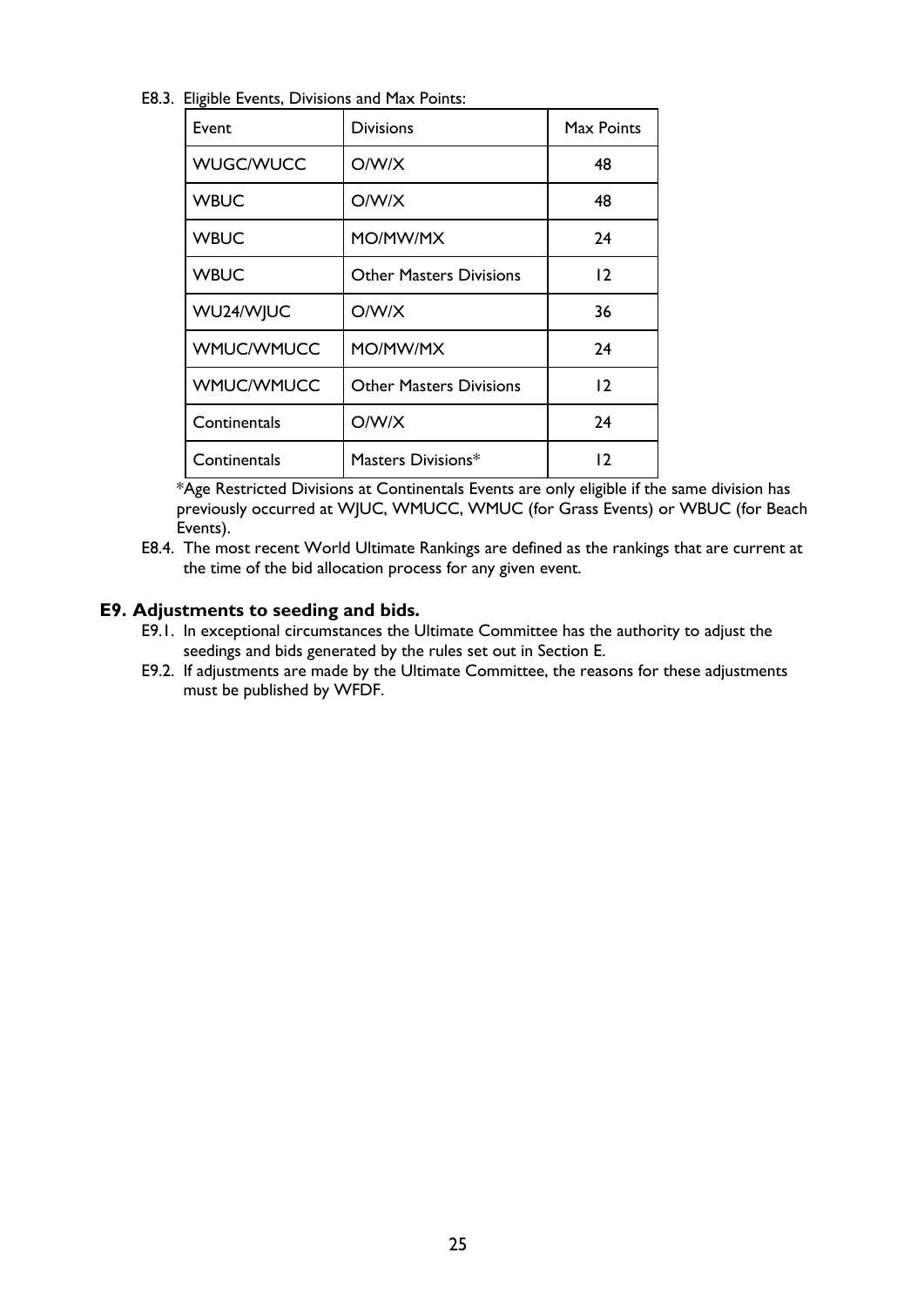E8.3. Eligible Events, Divisions and Max Points:

| Event | Divisions | Max Points |
|---|---|---|
| WUGC/WUCC | O/W/X | 48 |
| WBUC | O/W/X | 48 |
| WBUC | MO/MW/MX | 24 |
| WBUC | Other Masters Divisions | 12 |
| WU24/WJUC | O/W/X | 36 |
| WMUC/WMUCC | MO/MW/MX | 24 |
| WMUC/WMUCC | Other Masters Divisions | 12 |
| Continentals | O/W/X | 24 |
| Continentals | Masters Divisions* | 12 |

*Age Restricted Divisions at Continentals Events are only eligible if the same division has previously occurred at WJUC, WMUCC, WMUC (for Grass Events) or WBUC (for Beach Events).

E8.4. The most recent World Ultimate Rankings are defined as the rankings that are current at the time of the bid allocation process for any given event.

### E9. Adjustments to seeding and bids.

E9.1. In exceptional circumstances the Ultimate Committee has the authority to adjust the seedings and bids generated by the rules set out in Section E.

E9.2. If adjustments are made by the Ultimate Committee, the reasons for these adjustments must be published by WFDF.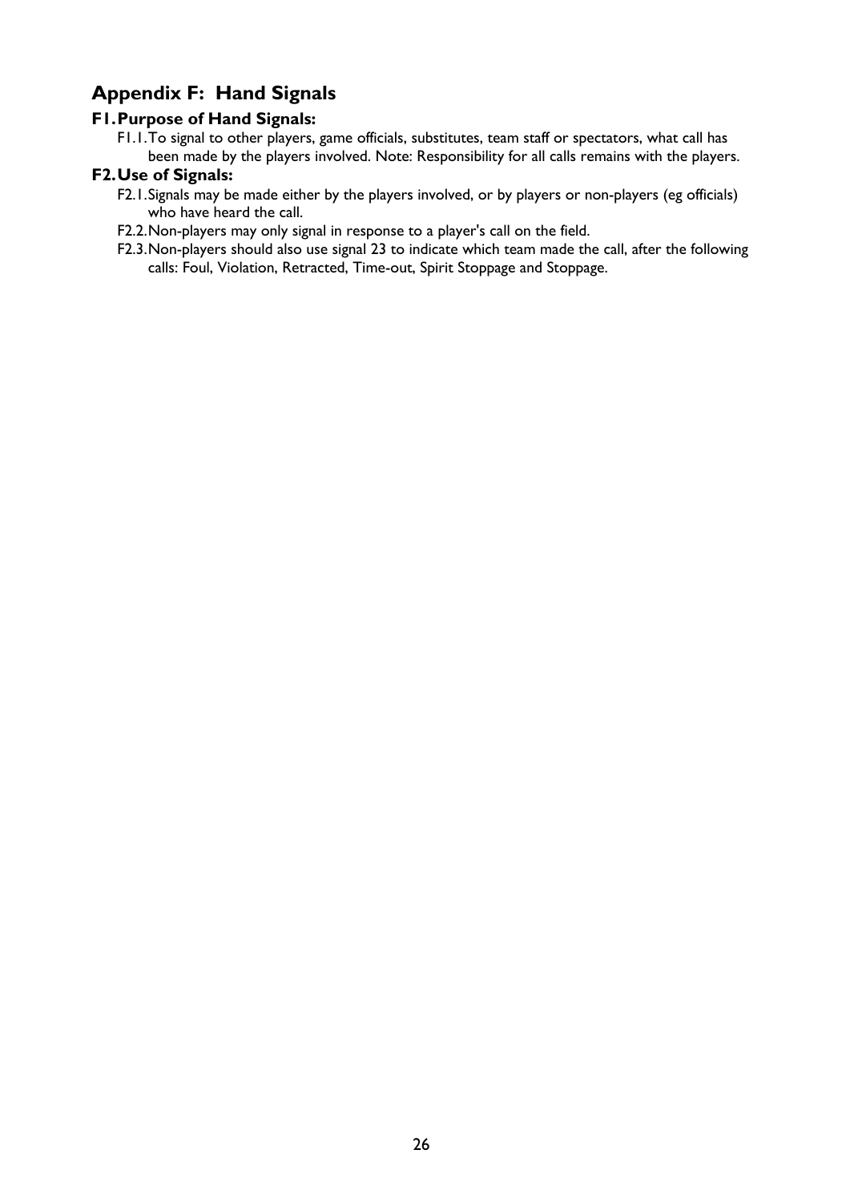## Appendix F: Hand Signals

### F1. Purpose of Hand Signals:

F1.1. To signal to other players, game officials, substitutes, team staff or spectators, what call has been made by the players involved. Note: Responsibility for all calls remains with the players.

### F2. Use of Signals:

F2.1. Signals may be made either by the players involved, or by players or non-players (eg officials) who have heard the call.

F2.2. Non-players may only signal in response to a player's call on the field.

F2.3. Non-players should also use signal 23 to indicate which team made the call, after the following calls: Foul, Violation, Retracted, Time-out, Spirit Stoppage and Stoppage.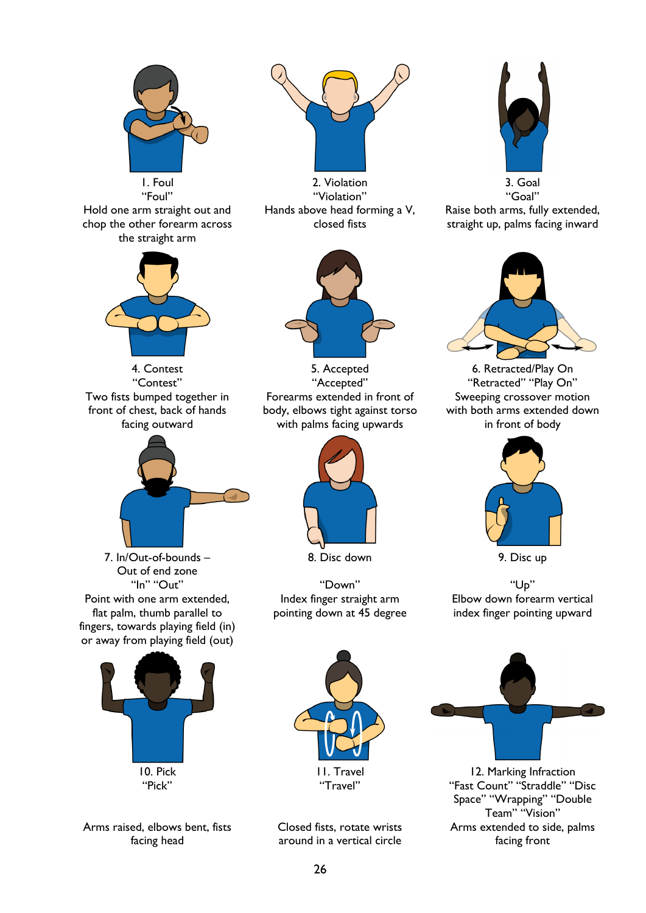1. Foul
"Foul"
Hold one arm straight out and chop the other forearm across the straight arm

2. Violation
"Violation"
Hands above head forming a V, closed fists

3. Goal
"Goal"
Raise both arms, fully extended, straight up, palms facing inward

4. Contest
"Contest"
Two fists bumped together in front of chest, back of hands facing outward

5. Accepted
"Accepted"
Forearms extended in front of body, elbows tight against torso with palms facing upwards

6. Retracted/Play On
"Retracted" "Play On"
Sweeping crossover motion with both arms extended down in front of body

7. In/Out-of-bounds – Out of end zone
"In" "Out"
Point with one arm extended, flat palm, thumb parallel to fingers, towards playing field (in) or away from playing field (out)

8. Disc down

"Down"
Index finger straight arm pointing down at 45 degree

9. Disc up

"Up"
Elbow down forearm vertical index finger pointing upward

10. Pick
"Pick"

Arms raised, elbows bent, fists facing head

11. Travel
"Travel"

Closed fists, rotate wrists around in a vertical circle

12. Marking Infraction
"Fast Count" "Straddle" "Disc Space" "Wrapping" "Double Team" "Vision"
Arms extended to side, palms facing front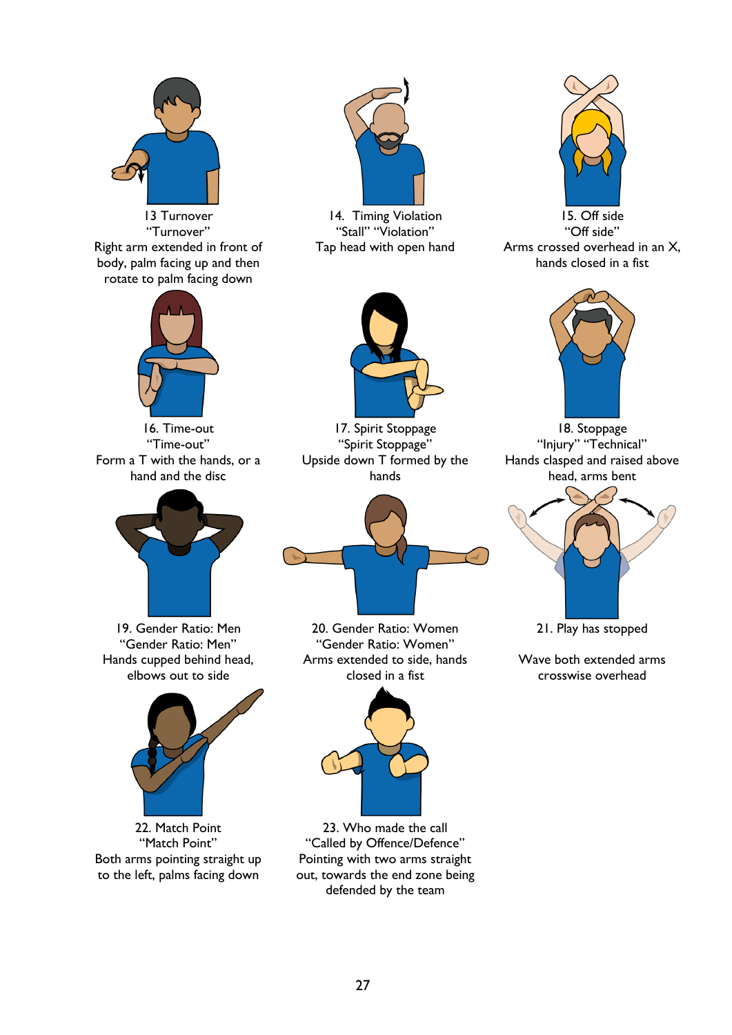13 Turnover
"Turnover"
Right arm extended in front of body, palm facing up and then rotate to palm facing down

14. Timing Violation
"Stall" "Violation"
Tap head with open hand

15. Off side
"Off side"
Arms crossed overhead in an X, hands closed in a fist

16. Time-out
"Time-out"
Form a T with the hands, or a hand and the disc

17. Spirit Stoppage
"Spirit Stoppage"
Upside down T formed by the hands

18. Stoppage
"Injury" "Technical"
Hands clasped and raised above head, arms bent

19. Gender Ratio: Men
"Gender Ratio: Men"
Hands cupped behind head, elbows out to side

20. Gender Ratio: Women
"Gender Ratio: Women"
Arms extended to side, hands closed in a fist

21. Play has stopped

Wave both extended arms crosswise overhead

22. Match Point
"Match Point"
Both arms pointing straight up to the left, palms facing down

23. Who made the call
"Called by Offence/Defence"
Pointing with two arms straight out, towards the end zone being defended by the team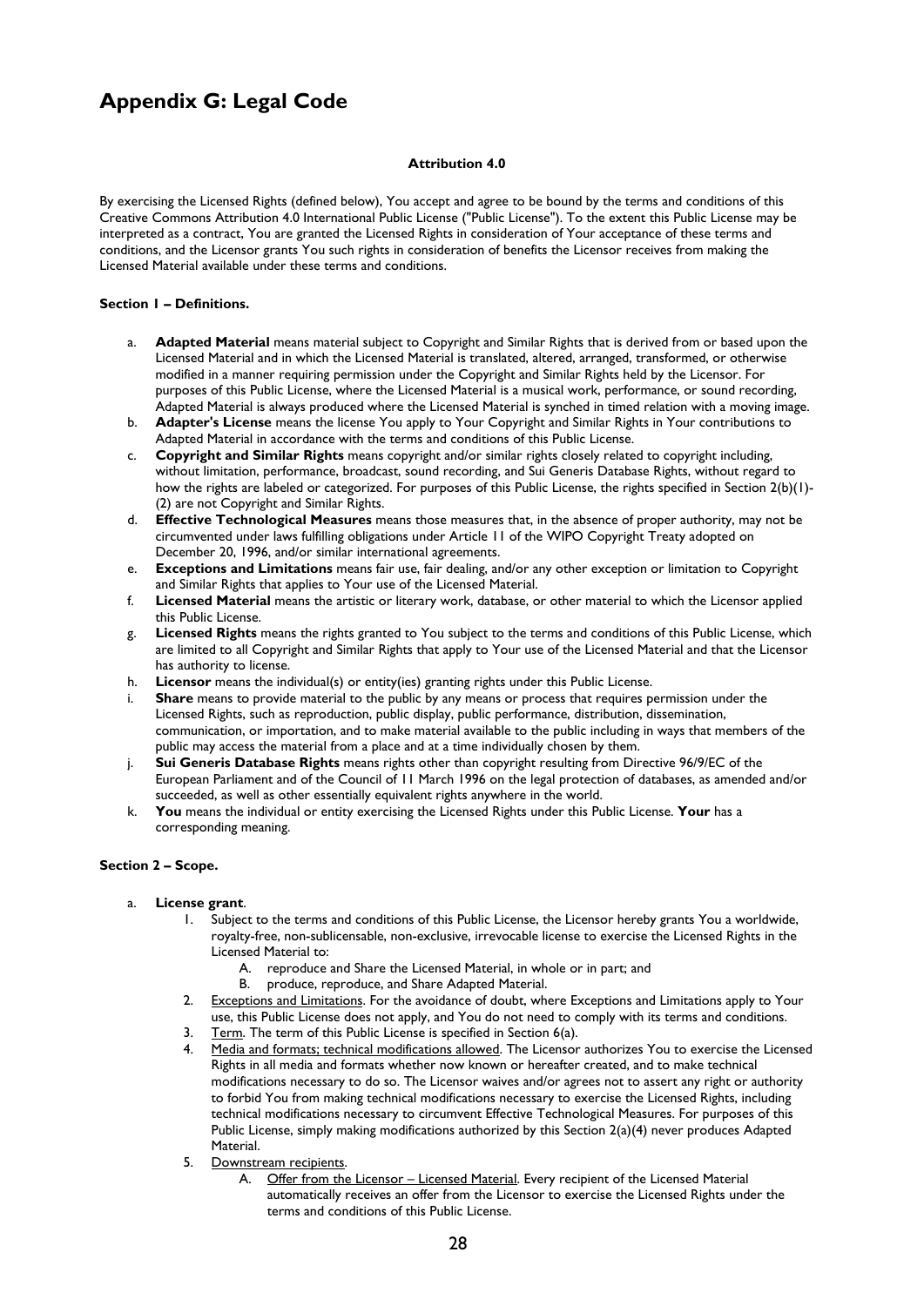# Appendix G: Legal Code

**Attribution 4.0**

By exercising the Licensed Rights (defined below), You accept and agree to be bound by the terms and conditions of this Creative Commons Attribution 4.0 International Public License ("Public License"). To the extent this Public License may be interpreted as a contract, You are granted the Licensed Rights in consideration of Your acceptance of these terms and conditions, and the Licensor grants You such rights in consideration of benefits the Licensor receives from making the Licensed Material available under these terms and conditions.

**Section 1 – Definitions.**

a. **Adapted Material** means material subject to Copyright and Similar Rights that is derived from or based upon the Licensed Material and in which the Licensed Material is translated, altered, arranged, transformed, or otherwise modified in a manner requiring permission under the Copyright and Similar Rights held by the Licensor. For purposes of this Public License, where the Licensed Material is a musical work, performance, or sound recording, Adapted Material is always produced where the Licensed Material is synched in timed relation with a moving image.

b. **Adapter's License** means the license You apply to Your Copyright and Similar Rights in Your contributions to Adapted Material in accordance with the terms and conditions of this Public License.

c. **Copyright and Similar Rights** means copyright and/or similar rights closely related to copyright including, without limitation, performance, broadcast, sound recording, and Sui Generis Database Rights, without regard to how the rights are labeled or categorized. For purposes of this Public License, the rights specified in Section 2(b)(1)-(2) are not Copyright and Similar Rights.

d. **Effective Technological Measures** means those measures that, in the absence of proper authority, may not be circumvented under laws fulfilling obligations under Article 11 of the WIPO Copyright Treaty adopted on December 20, 1996, and/or similar international agreements.

e. **Exceptions and Limitations** means fair use, fair dealing, and/or any other exception or limitation to Copyright and Similar Rights that applies to Your use of the Licensed Material.

f. **Licensed Material** means the artistic or literary work, database, or other material to which the Licensor applied this Public License.

g. **Licensed Rights** means the rights granted to You subject to the terms and conditions of this Public License, which are limited to all Copyright and Similar Rights that apply to Your use of the Licensed Material and that the Licensor has authority to license.

h. **Licensor** means the individual(s) or entity(ies) granting rights under this Public License.

i. **Share** means to provide material to the public by any means or process that requires permission under the Licensed Rights, such as reproduction, public display, public performance, distribution, dissemination, communication, or importation, and to make material available to the public including in ways that members of the public may access the material from a place and at a time individually chosen by them.

j. **Sui Generis Database Rights** means rights other than copyright resulting from Directive 96/9/EC of the European Parliament and of the Council of 11 March 1996 on the legal protection of databases, as amended and/or succeeded, as well as other essentially equivalent rights anywhere in the world.

k. **You** means the individual or entity exercising the Licensed Rights under this Public License. **Your** has a corresponding meaning.

**Section 2 – Scope.**

a. **License grant**.
   1. Subject to the terms and conditions of this Public License, the Licensor hereby grants You a worldwide, royalty-free, non-sublicensable, non-exclusive, irrevocable license to exercise the Licensed Rights in the Licensed Material to:
      A. reproduce and Share the Licensed Material, in whole or in part; and
      B. produce, reproduce, and Share Adapted Material.
   2. Exceptions and Limitations. For the avoidance of doubt, where Exceptions and Limitations apply to Your use, this Public License does not apply, and You do not need to comply with its terms and conditions.
   3. Term. The term of this Public License is specified in Section 6(a).
   4. Media and formats; technical modifications allowed. The Licensor authorizes You to exercise the Licensed Rights in all media and formats whether now known or hereafter created, and to make technical modifications necessary to do so. The Licensor waives and/or agrees not to assert any right or authority to forbid You from making technical modifications necessary to exercise the Licensed Rights, including technical modifications necessary to circumvent Effective Technological Measures. For purposes of this Public License, simply making modifications authorized by this Section 2(a)(4) never produces Adapted Material.
   5. Downstream recipients.
      A. Offer from the Licensor – Licensed Material. Every recipient of the Licensed Material automatically receives an offer from the Licensor to exercise the Licensed Rights under the terms and conditions of this Public License.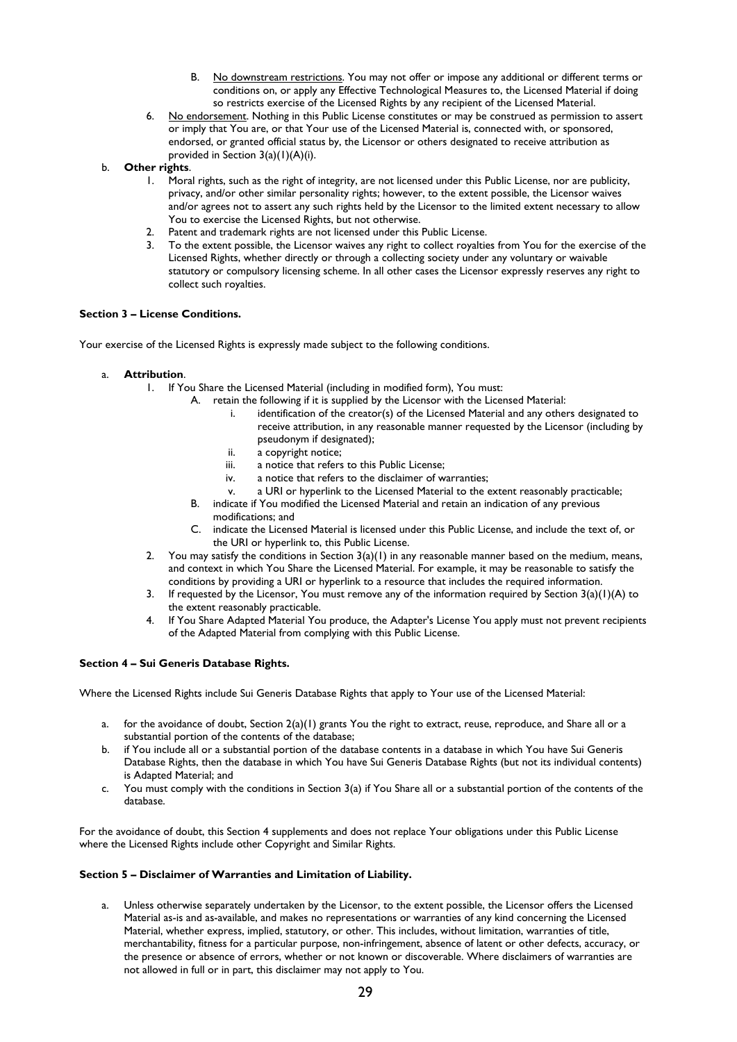B. No downstream restrictions. You may not offer or impose any additional or different terms or conditions on, or apply any Effective Technological Measures to, the Licensed Material if doing so restricts exercise of the Licensed Rights by any recipient of the Licensed Material.

6. No endorsement. Nothing in this Public License constitutes or may be construed as permission to assert or imply that You are, or that Your use of the Licensed Material is, connected with, or sponsored, endorsed, or granted official status by, the Licensor or others designated to receive attribution as provided in Section 3(a)(1)(A)(i).

b. **Other rights**.
   1. Moral rights, such as the right of integrity, are not licensed under this Public License, nor are publicity, privacy, and/or other similar personality rights; however, to the extent possible, the Licensor waives and/or agrees not to assert any such rights held by the Licensor to the limited extent necessary to allow You to exercise the Licensed Rights, but not otherwise.
   2. Patent and trademark rights are not licensed under this Public License.
   3. To the extent possible, the Licensor waives any right to collect royalties from You for the exercise of the Licensed Rights, whether directly or through a collecting society under any voluntary or waivable statutory or compulsory licensing scheme. In all other cases the Licensor expressly reserves any right to collect such royalties.

**Section 3 – License Conditions.**

Your exercise of the Licensed Rights is expressly made subject to the following conditions.

a. **Attribution**.
   1. If You Share the Licensed Material (including in modified form), You must:
      A. retain the following if it is supplied by the Licensor with the Licensed Material:
         i. identification of the creator(s) of the Licensed Material and any others designated to receive attribution, in any reasonable manner requested by the Licensor (including by pseudonym if designated);
         ii. a copyright notice;
         iii. a notice that refers to this Public License;
         iv. a notice that refers to the disclaimer of warranties;
         v. a URI or hyperlink to the Licensed Material to the extent reasonably practicable;
      B. indicate if You modified the Licensed Material and retain an indication of any previous modifications; and
      C. indicate the Licensed Material is licensed under this Public License, and include the text of, or the URI or hyperlink to, this Public License.
   2. You may satisfy the conditions in Section 3(a)(1) in any reasonable manner based on the medium, means, and context in which You Share the Licensed Material. For example, it may be reasonable to satisfy the conditions by providing a URI or hyperlink to a resource that includes the required information.
   3. If requested by the Licensor, You must remove any of the information required by Section 3(a)(1)(A) to the extent reasonably practicable.
   4. If You Share Adapted Material You produce, the Adapter's License You apply must not prevent recipients of the Adapted Material from complying with this Public License.

**Section 4 – Sui Generis Database Rights.**

Where the Licensed Rights include Sui Generis Database Rights that apply to Your use of the Licensed Material:

a. for the avoidance of doubt, Section 2(a)(1) grants You the right to extract, reuse, reproduce, and Share all or a substantial portion of the contents of the database;
b. if You include all or a substantial portion of the database contents in a database in which You have Sui Generis Database Rights, then the database in which You have Sui Generis Database Rights (but not its individual contents) is Adapted Material; and
c. You must comply with the conditions in Section 3(a) if You Share all or a substantial portion of the contents of the database.

For the avoidance of doubt, this Section 4 supplements and does not replace Your obligations under this Public License where the Licensed Rights include other Copyright and Similar Rights.

**Section 5 – Disclaimer of Warranties and Limitation of Liability.**

a. Unless otherwise separately undertaken by the Licensor, to the extent possible, the Licensor offers the Licensed Material as-is and as-available, and makes no representations or warranties of any kind concerning the Licensed Material, whether express, implied, statutory, or other. This includes, without limitation, warranties of title, merchantability, fitness for a particular purpose, non-infringement, absence of latent or other defects, accuracy, or the presence or absence of errors, whether or not known or discoverable. Where disclaimers of warranties are not allowed in full or in part, this disclaimer may not apply to You.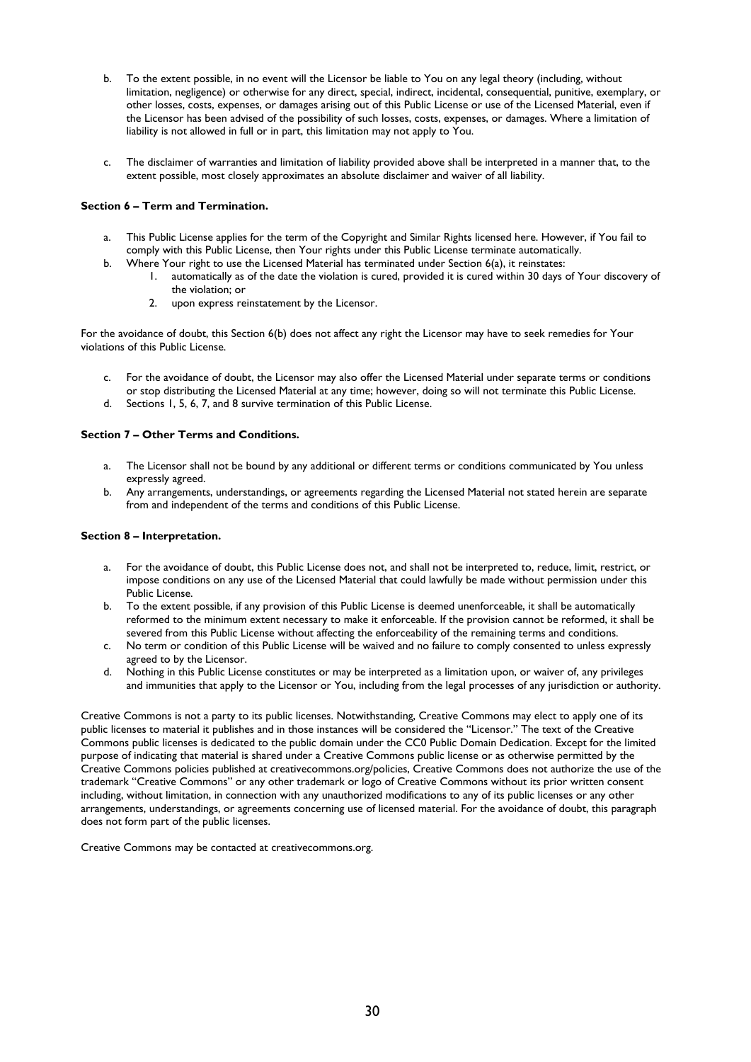b. To the extent possible, in no event will the Licensor be liable to You on any legal theory (including, without limitation, negligence) or otherwise for any direct, special, indirect, incidental, consequential, punitive, exemplary, or other losses, costs, expenses, or damages arising out of this Public License or use of the Licensed Material, even if the Licensor has been advised of the possibility of such losses, costs, expenses, or damages. Where a limitation of liability is not allowed in full or in part, this limitation may not apply to You.

c. The disclaimer of warranties and limitation of liability provided above shall be interpreted in a manner that, to the extent possible, most closely approximates an absolute disclaimer and waiver of all liability.

**Section 6 – Term and Termination.**

a. This Public License applies for the term of the Copyright and Similar Rights licensed here. However, if You fail to comply with this Public License, then Your rights under this Public License terminate automatically.
b. Where Your right to use the Licensed Material has terminated under Section 6(a), it reinstates:
   1. automatically as of the date the violation is cured, provided it is cured within 30 days of Your discovery of the violation; or
   2. upon express reinstatement by the Licensor.

For the avoidance of doubt, this Section 6(b) does not affect any right the Licensor may have to seek remedies for Your violations of this Public License.

c. For the avoidance of doubt, the Licensor may also offer the Licensed Material under separate terms or conditions or stop distributing the Licensed Material at any time; however, doing so will not terminate this Public License.
d. Sections 1, 5, 6, 7, and 8 survive termination of this Public License.

**Section 7 – Other Terms and Conditions.**

a. The Licensor shall not be bound by any additional or different terms or conditions communicated by You unless expressly agreed.
b. Any arrangements, understandings, or agreements regarding the Licensed Material not stated herein are separate from and independent of the terms and conditions of this Public License.

**Section 8 – Interpretation.**

a. For the avoidance of doubt, this Public License does not, and shall not be interpreted to, reduce, limit, restrict, or impose conditions on any use of the Licensed Material that could lawfully be made without permission under this Public License.
b. To the extent possible, if any provision of this Public License is deemed unenforceable, it shall be automatically reformed to the minimum extent necessary to make it enforceable. If the provision cannot be reformed, it shall be severed from this Public License without affecting the enforceability of the remaining terms and conditions.
c. No term or condition of this Public License will be waived and no failure to comply consented to unless expressly agreed to by the Licensor.
d. Nothing in this Public License constitutes or may be interpreted as a limitation upon, or waiver of, any privileges and immunities that apply to the Licensor or You, including from the legal processes of any jurisdiction or authority.

Creative Commons is not a party to its public licenses. Notwithstanding, Creative Commons may elect to apply one of its public licenses to material it publishes and in those instances will be considered the "Licensor." The text of the Creative Commons public licenses is dedicated to the public domain under the CC0 Public Domain Dedication. Except for the limited purpose of indicating that material is shared under a Creative Commons public license or as otherwise permitted by the Creative Commons policies published at creativecommons.org/policies, Creative Commons does not authorize the use of the trademark "Creative Commons" or any other trademark or logo of Creative Commons without its prior written consent including, without limitation, in connection with any unauthorized modifications to any of its public licenses or any other arrangements, understandings, or agreements concerning use of licensed material. For the avoidance of doubt, this paragraph does not form part of the public licenses.

Creative Commons may be contacted at creativecommons.org.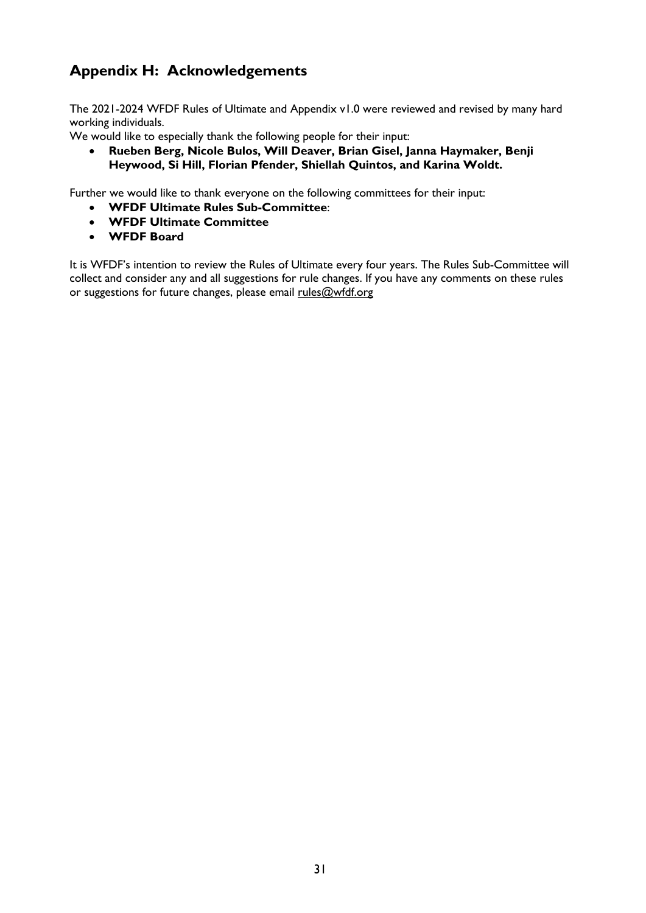## Appendix H: Acknowledgements

The 2021-2024 WFDF Rules of Ultimate and Appendix v1.0 were reviewed and revised by many hard working individuals.
We would like to especially thank the following people for their input:

- **Rueben Berg, Nicole Bulos, Will Deaver, Brian Gisel, Janna Haymaker, Benji Heywood, Si Hill, Florian Pfender, Shiellah Quintos, and Karina Woldt.**

Further we would like to thank everyone on the following committees for their input:

- **WFDF Ultimate Rules Sub-Committee**:
- **WFDF Ultimate Committee**
- **WFDF Board**

It is WFDF's intention to review the Rules of Ultimate every four years. The Rules Sub-Committee will collect and consider any and all suggestions for rule changes. If you have any comments on these rules or suggestions for future changes, please email rules@wfdf.org